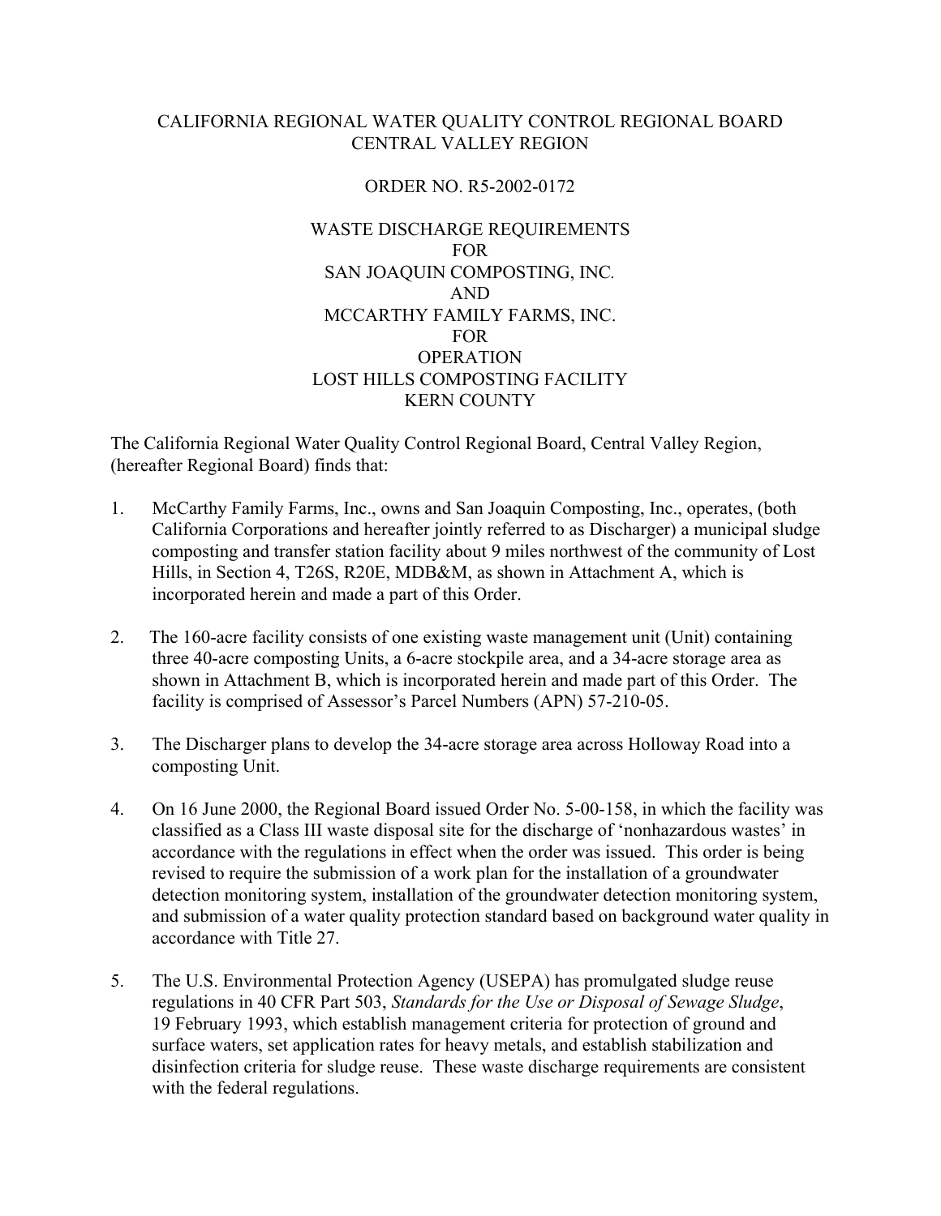CALIFORNIA REGIONAL WATER QUALITY CONTROL REGIONAL BOARD
CENTRAL VALLEY REGION

ORDER NO. R5-2002-0172

WASTE DISCHARGE REQUIREMENTS
FOR
SAN JOAQUIN COMPOSTING, INC.
AND
MCCARTHY FAMILY FARMS, INC.
FOR
OPERATION
LOST HILLS COMPOSTING FACILITY
KERN COUNTY

The California Regional Water Quality Control Regional Board, Central Valley Region, (hereafter Regional Board) finds that:

1. McCarthy Family Farms, Inc., owns and San Joaquin Composting, Inc., operates, (both California Corporations and hereafter jointly referred to as Discharger) a municipal sludge composting and transfer station facility about 9 miles northwest of the community of Lost Hills, in Section 4, T26S, R20E, MDB&M, as shown in Attachment A, which is incorporated herein and made a part of this Order.

2. The 160-acre facility consists of one existing waste management unit (Unit) containing three 40-acre composting Units, a 6-acre stockpile area, and a 34-acre storage area as shown in Attachment B, which is incorporated herein and made part of this Order. The facility is comprised of Assessor's Parcel Numbers (APN) 57-210-05.

3. The Discharger plans to develop the 34-acre storage area across Holloway Road into a composting Unit.

4. On 16 June 2000, the Regional Board issued Order No. 5-00-158, in which the facility was classified as a Class III waste disposal site for the discharge of 'nonhazardous wastes' in accordance with the regulations in effect when the order was issued. This order is being revised to require the submission of a work plan for the installation of a groundwater detection monitoring system, installation of the groundwater detection monitoring system, and submission of a water quality protection standard based on background water quality in accordance with Title 27.

5. The U.S. Environmental Protection Agency (USEPA) has promulgated sludge reuse regulations in 40 CFR Part 503, *Standards for the Use or Disposal of Sewage Sludge*, 19 February 1993, which establish management criteria for protection of ground and surface waters, set application rates for heavy metals, and establish stabilization and disinfection criteria for sludge reuse. These waste discharge requirements are consistent with the federal regulations.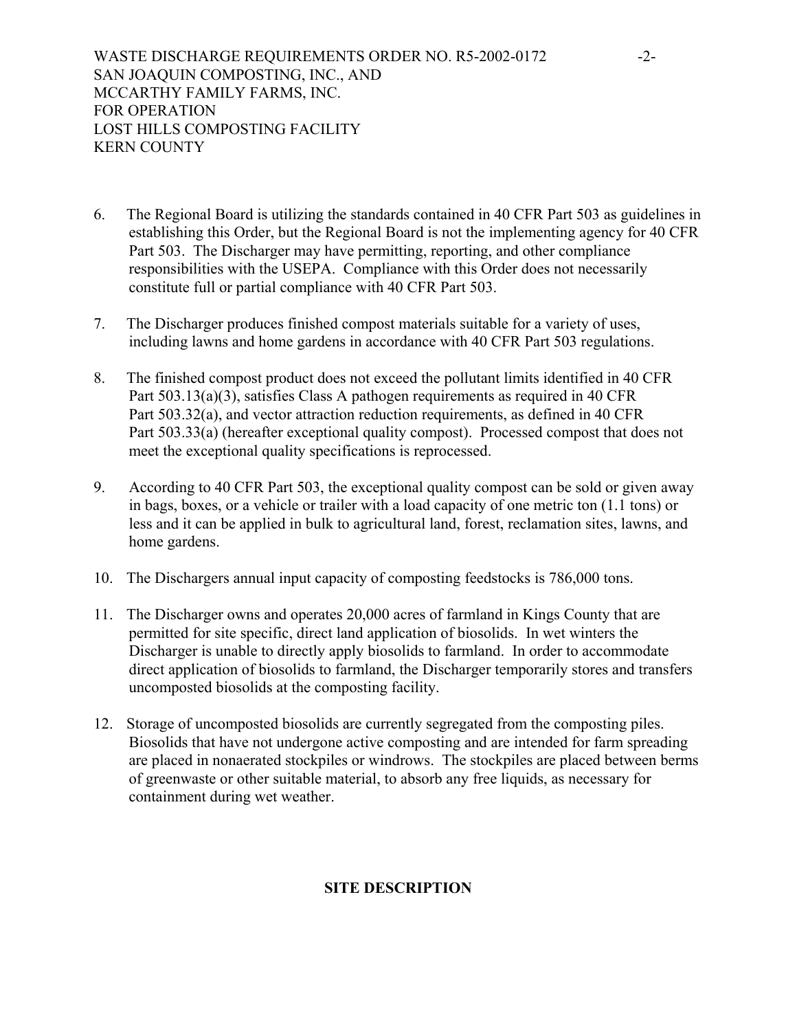6. The Regional Board is utilizing the standards contained in 40 CFR Part 503 as guidelines in establishing this Order, but the Regional Board is not the implementing agency for 40 CFR Part 503. The Discharger may have permitting, reporting, and other compliance responsibilities with the USEPA. Compliance with this Order does not necessarily constitute full or partial compliance with 40 CFR Part 503.

7. The Discharger produces finished compost materials suitable for a variety of uses, including lawns and home gardens in accordance with 40 CFR Part 503 regulations.

8. The finished compost product does not exceed the pollutant limits identified in 40 CFR Part 503.13(a)(3), satisfies Class A pathogen requirements as required in 40 CFR Part 503.32(a), and vector attraction reduction requirements, as defined in 40 CFR Part 503.33(a) (hereafter exceptional quality compost). Processed compost that does not meet the exceptional quality specifications is reprocessed.

9. According to 40 CFR Part 503, the exceptional quality compost can be sold or given away in bags, boxes, or a vehicle or trailer with a load capacity of one metric ton (1.1 tons) or less and it can be applied in bulk to agricultural land, forest, reclamation sites, lawns, and home gardens.

10. The Dischargers annual input capacity of composting feedstocks is 786,000 tons.

11. The Discharger owns and operates 20,000 acres of farmland in Kings County that are permitted for site specific, direct land application of biosolids. In wet winters the Discharger is unable to directly apply biosolids to farmland. In order to accommodate direct application of biosolids to farmland, the Discharger temporarily stores and transfers uncomposted biosolids at the composting facility.

12. Storage of uncomposted biosolids are currently segregated from the composting piles. Biosolids that have not undergone active composting and are intended for farm spreading are placed in nonaerated stockpiles or windrows. The stockpiles are placed between berms of greenwaste or other suitable material, to absorb any free liquids, as necessary for containment during wet weather.

## SITE DESCRIPTION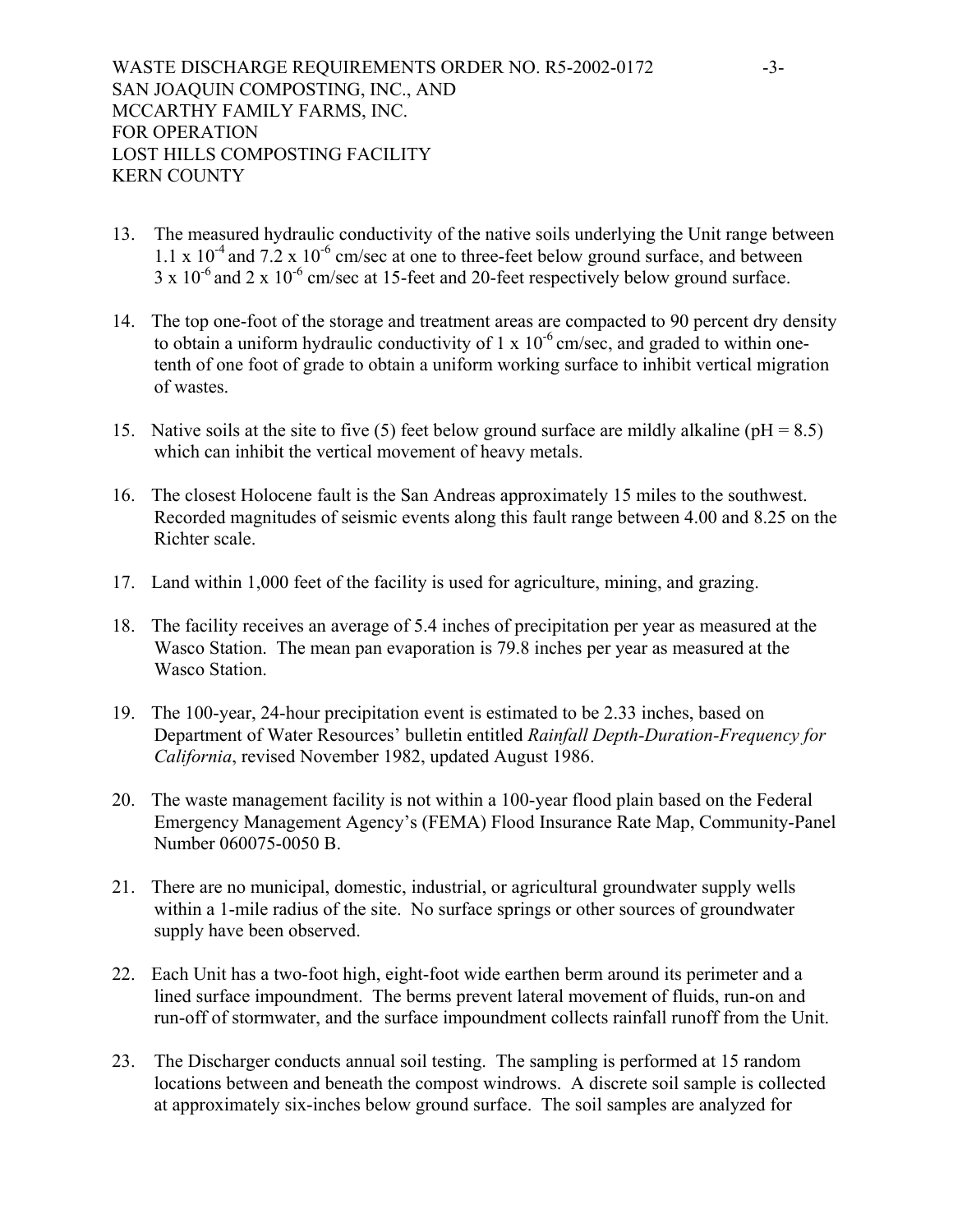13. The measured hydraulic conductivity of the native soils underlying the Unit range between $1.1 \times 10^{-4}$ and $7.2 \times 10^{-6}$ cm/sec at one to three-feet below ground surface, and between $3 \times 10^{-6}$ and $2 \times 10^{-6}$ cm/sec at 15-feet and 20-feet respectively below ground surface.

14. The top one-foot of the storage and treatment areas are compacted to 90 percent dry density to obtain a uniform hydraulic conductivity of $1 \times 10^{-6}$ cm/sec, and graded to within one-tenth of one foot of grade to obtain a uniform working surface to inhibit vertical migration of wastes.

15. Native soils at the site to five (5) feet below ground surface are mildly alkaline (pH = 8.5) which can inhibit the vertical movement of heavy metals.

16. The closest Holocene fault is the San Andreas approximately 15 miles to the southwest. Recorded magnitudes of seismic events along this fault range between 4.00 and 8.25 on the Richter scale.

17. Land within 1,000 feet of the facility is used for agriculture, mining, and grazing.

18. The facility receives an average of 5.4 inches of precipitation per year as measured at the Wasco Station. The mean pan evaporation is 79.8 inches per year as measured at the Wasco Station.

19. The 100-year, 24-hour precipitation event is estimated to be 2.33 inches, based on Department of Water Resources' bulletin entitled *Rainfall Depth-Duration-Frequency for California*, revised November 1982, updated August 1986.

20. The waste management facility is not within a 100-year flood plain based on the Federal Emergency Management Agency's (FEMA) Flood Insurance Rate Map, Community-Panel Number 060075-0050 B.

21. There are no municipal, domestic, industrial, or agricultural groundwater supply wells within a 1-mile radius of the site. No surface springs or other sources of groundwater supply have been observed.

22. Each Unit has a two-foot high, eight-foot wide earthen berm around its perimeter and a lined surface impoundment. The berms prevent lateral movement of fluids, run-on and run-off of stormwater, and the surface impoundment collects rainfall runoff from the Unit.

23. The Discharger conducts annual soil testing. The sampling is performed at 15 random locations between and beneath the compost windrows. A discrete soil sample is collected at approximately six-inches below ground surface. The soil samples are analyzed for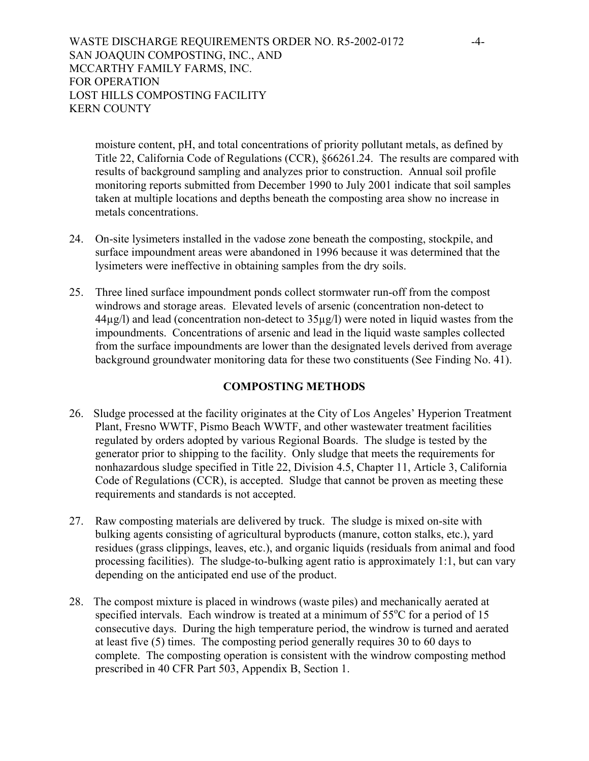moisture content, pH, and total concentrations of priority pollutant metals, as defined by Title 22, California Code of Regulations (CCR), §66261.24. The results are compared with results of background sampling and analyzes prior to construction. Annual soil profile monitoring reports submitted from December 1990 to July 2001 indicate that soil samples taken at multiple locations and depths beneath the composting area show no increase in metals concentrations.

24. On-site lysimeters installed in the vadose zone beneath the composting, stockpile, and surface impoundment areas were abandoned in 1996 because it was determined that the lysimeters were ineffective in obtaining samples from the dry soils.

25. Three lined surface impoundment ponds collect stormwater run-off from the compost windrows and storage areas. Elevated levels of arsenic (concentration non-detect to 44µg/l) and lead (concentration non-detect to 35µg/l) were noted in liquid wastes from the impoundments. Concentrations of arsenic and lead in the liquid waste samples collected from the surface impoundments are lower than the designated levels derived from average background groundwater monitoring data for these two constituents (See Finding No. 41).

## COMPOSTING METHODS

26. Sludge processed at the facility originates at the City of Los Angeles' Hyperion Treatment Plant, Fresno WWTF, Pismo Beach WWTF, and other wastewater treatment facilities regulated by orders adopted by various Regional Boards. The sludge is tested by the generator prior to shipping to the facility. Only sludge that meets the requirements for nonhazardous sludge specified in Title 22, Division 4.5, Chapter 11, Article 3, California Code of Regulations (CCR), is accepted. Sludge that cannot be proven as meeting these requirements and standards is not accepted.

27. Raw composting materials are delivered by truck. The sludge is mixed on-site with bulking agents consisting of agricultural byproducts (manure, cotton stalks, etc.), yard residues (grass clippings, leaves, etc.), and organic liquids (residuals from animal and food processing facilities). The sludge-to-bulking agent ratio is approximately 1:1, but can vary depending on the anticipated end use of the product.

28. The compost mixture is placed in windrows (waste piles) and mechanically aerated at specified intervals. Each windrow is treated at a minimum of 55°C for a period of 15 consecutive days. During the high temperature period, the windrow is turned and aerated at least five (5) times. The composting period generally requires 30 to 60 days to complete. The composting operation is consistent with the windrow composting method prescribed in 40 CFR Part 503, Appendix B, Section 1.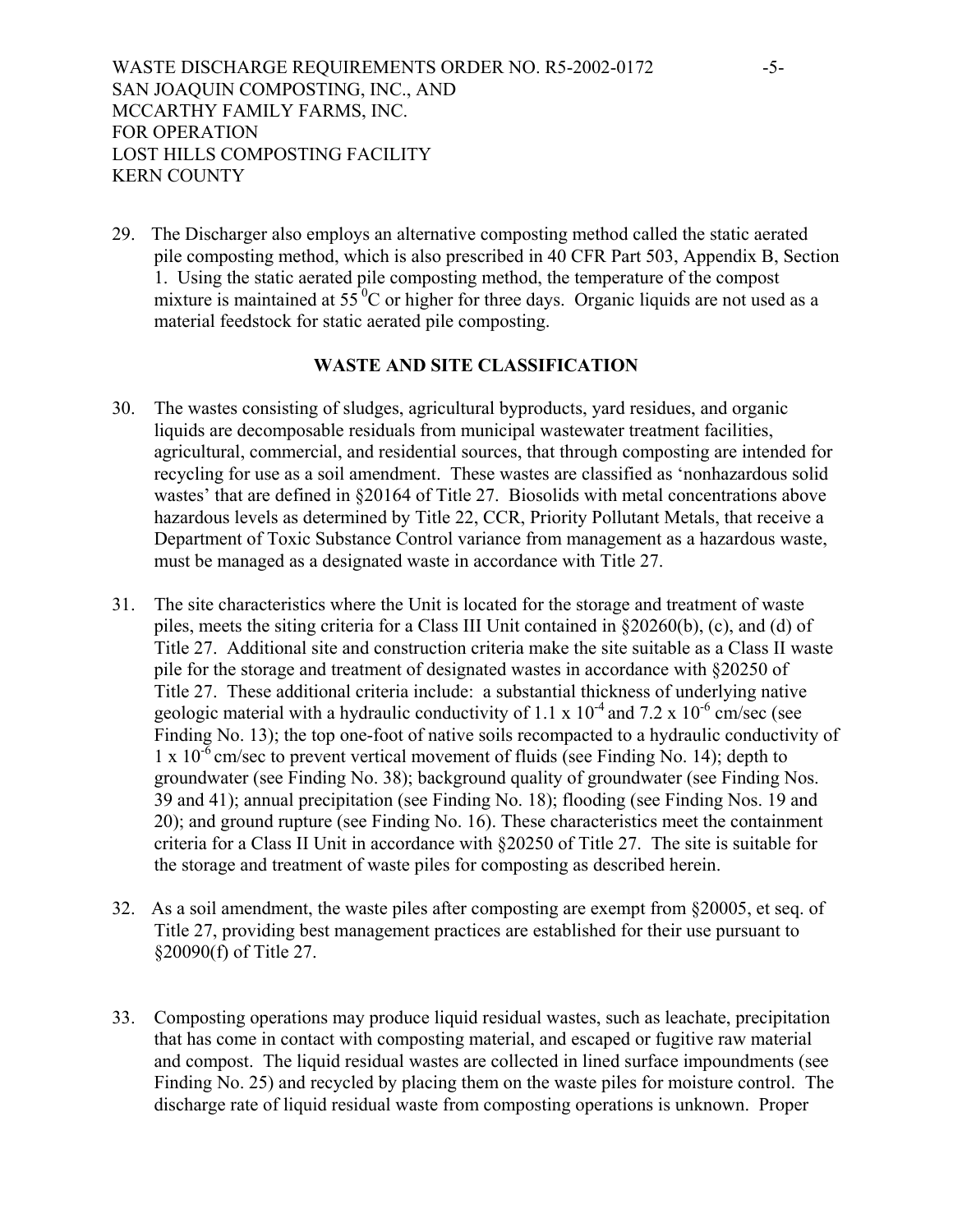29. The Discharger also employs an alternative composting method called the static aerated pile composting method, which is also prescribed in 40 CFR Part 503, Appendix B, Section 1. Using the static aerated pile composting method, the temperature of the compost mixture is maintained at 55 $^{0}$C or higher for three days. Organic liquids are not used as a material feedstock for static aerated pile composting.

## WASTE AND SITE CLASSIFICATION

30. The wastes consisting of sludges, agricultural byproducts, yard residues, and organic liquids are decomposable residuals from municipal wastewater treatment facilities, agricultural, commercial, and residential sources, that through composting are intended for recycling for use as a soil amendment. These wastes are classified as 'nonhazardous solid wastes' that are defined in §20164 of Title 27. Biosolids with metal concentrations above hazardous levels as determined by Title 22, CCR, Priority Pollutant Metals, that receive a Department of Toxic Substance Control variance from management as a hazardous waste, must be managed as a designated waste in accordance with Title 27.

31. The site characteristics where the Unit is located for the storage and treatment of waste piles, meets the siting criteria for a Class III Unit contained in §20260(b), (c), and (d) of Title 27. Additional site and construction criteria make the site suitable as a Class II waste pile for the storage and treatment of designated wastes in accordance with §20250 of Title 27. These additional criteria include: a substantial thickness of underlying native geologic material with a hydraulic conductivity of $1.1 \times 10^{-4}$ and $7.2 \times 10^{-6}$ cm/sec (see Finding No. 13); the top one-foot of native soils recompacted to a hydraulic conductivity of $1 \times 10^{-6}$ cm/sec to prevent vertical movement of fluids (see Finding No. 14); depth to groundwater (see Finding No. 38); background quality of groundwater (see Finding Nos. 39 and 41); annual precipitation (see Finding No. 18); flooding (see Finding Nos. 19 and 20); and ground rupture (see Finding No. 16). These characteristics meet the containment criteria for a Class II Unit in accordance with §20250 of Title 27. The site is suitable for the storage and treatment of waste piles for composting as described herein.

32. As a soil amendment, the waste piles after composting are exempt from §20005, et seq. of Title 27, providing best management practices are established for their use pursuant to §20090(f) of Title 27.

33. Composting operations may produce liquid residual wastes, such as leachate, precipitation that has come in contact with composting material, and escaped or fugitive raw material and compost. The liquid residual wastes are collected in lined surface impoundments (see Finding No. 25) and recycled by placing them on the waste piles for moisture control. The discharge rate of liquid residual waste from composting operations is unknown. Proper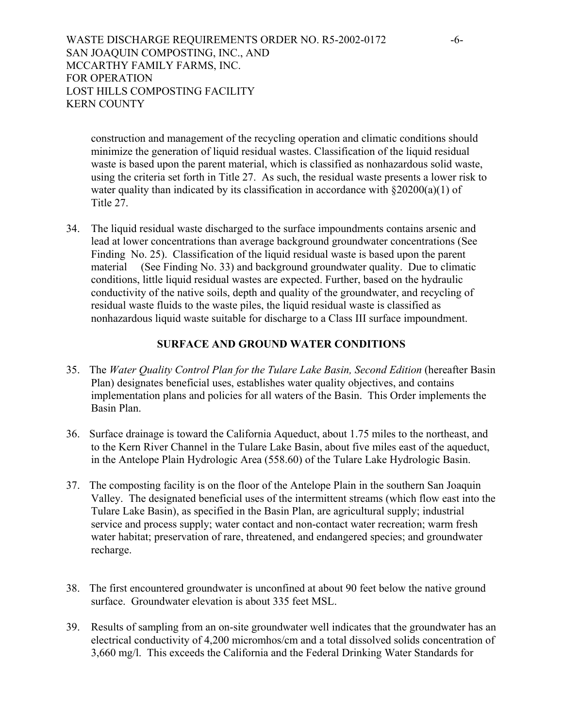construction and management of the recycling operation and climatic conditions should minimize the generation of liquid residual wastes. Classification of the liquid residual waste is based upon the parent material, which is classified as nonhazardous solid waste, using the criteria set forth in Title 27. As such, the residual waste presents a lower risk to water quality than indicated by its classification in accordance with §20200(a)(1) of Title 27.

34. The liquid residual waste discharged to the surface impoundments contains arsenic and lead at lower concentrations than average background groundwater concentrations (See Finding No. 25). Classification of the liquid residual waste is based upon the parent material (See Finding No. 33) and background groundwater quality. Due to climatic conditions, little liquid residual wastes are expected. Further, based on the hydraulic conductivity of the native soils, depth and quality of the groundwater, and recycling of residual waste fluids to the waste piles, the liquid residual waste is classified as nonhazardous liquid waste suitable for discharge to a Class III surface impoundment.

## SURFACE AND GROUND WATER CONDITIONS

35. The *Water Quality Control Plan for the Tulare Lake Basin, Second Edition* (hereafter Basin Plan) designates beneficial uses, establishes water quality objectives, and contains implementation plans and policies for all waters of the Basin. This Order implements the Basin Plan.

36. Surface drainage is toward the California Aqueduct, about 1.75 miles to the northeast, and to the Kern River Channel in the Tulare Lake Basin, about five miles east of the aqueduct, in the Antelope Plain Hydrologic Area (558.60) of the Tulare Lake Hydrologic Basin.

37. The composting facility is on the floor of the Antelope Plain in the southern San Joaquin Valley. The designated beneficial uses of the intermittent streams (which flow east into the Tulare Lake Basin), as specified in the Basin Plan, are agricultural supply; industrial service and process supply; water contact and non-contact water recreation; warm fresh water habitat; preservation of rare, threatened, and endangered species; and groundwater recharge.

38. The first encountered groundwater is unconfined at about 90 feet below the native ground surface. Groundwater elevation is about 335 feet MSL.

39. Results of sampling from an on-site groundwater well indicates that the groundwater has an electrical conductivity of 4,200 micromhos/cm and a total dissolved solids concentration of 3,660 mg/l. This exceeds the California and the Federal Drinking Water Standards for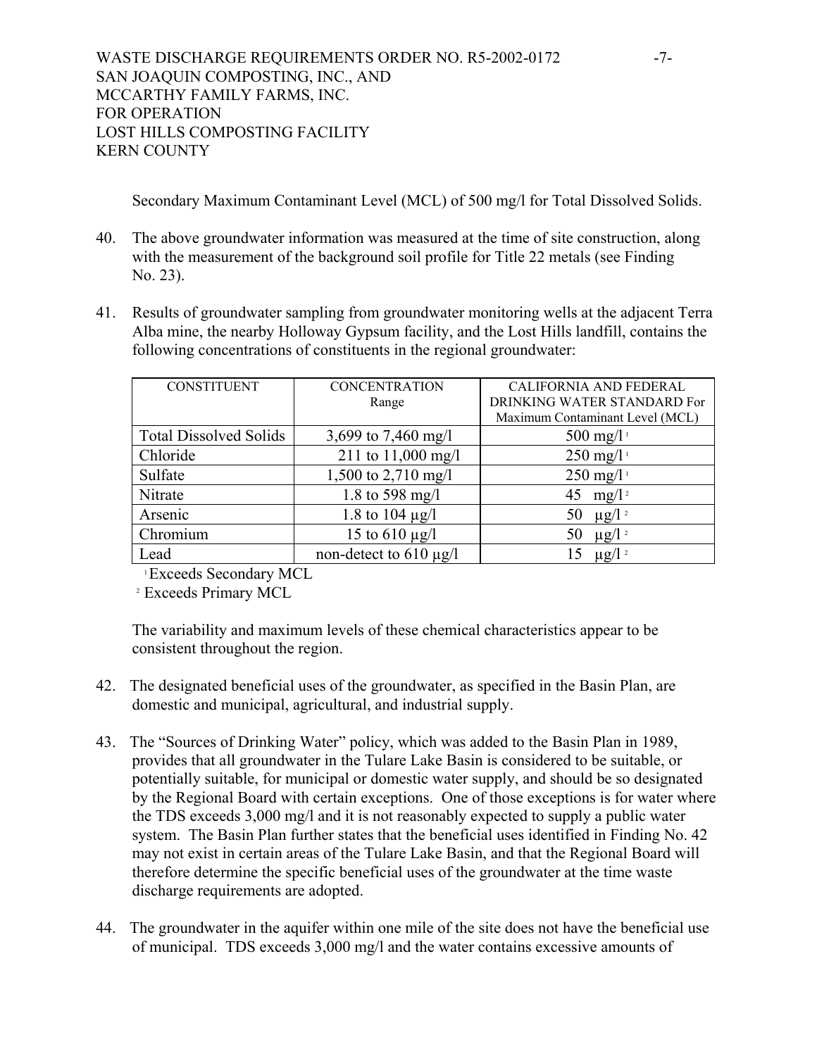Secondary Maximum Contaminant Level (MCL) of 500 mg/l for Total Dissolved Solids.

40. The above groundwater information was measured at the time of site construction, along with the measurement of the background soil profile for Title 22 metals (see Finding No. 23).

41. Results of groundwater sampling from groundwater monitoring wells at the adjacent Terra Alba mine, the nearby Holloway Gypsum facility, and the Lost Hills landfill, contains the following concentrations of constituents in the regional groundwater:

| CONSTITUENT | CONCENTRATION Range | CALIFORNIA AND FEDERAL DRINKING WATER STANDARD For Maximum Contaminant Level (MCL) |
|---|---|---|
| Total Dissolved Solids | 3,699 to 7,460 mg/l | 500 mg/l [1] |
| Chloride | 211 to 11,000 mg/l | 250 mg/l [1] |
| Sulfate | 1,500 to 2,710 mg/l | 250 mg/l [1] |
| Nitrate | 1.8 to 598 mg/l | 45 mg/l [2] |
| Arsenic | 1.8 to 104 µg/l | 50 µg/l [2] |
| Chromium | 15 to 610 µg/l | 50 µg/l [2] |
| Lead | non-detect to 610 µg/l | 15 µg/l [2] |

[1] Exceeds Secondary MCL

[2] Exceeds Primary MCL

The variability and maximum levels of these chemical characteristics appear to be consistent throughout the region.

42. The designated beneficial uses of the groundwater, as specified in the Basin Plan, are domestic and municipal, agricultural, and industrial supply.

43. The "Sources of Drinking Water" policy, which was added to the Basin Plan in 1989, provides that all groundwater in the Tulare Lake Basin is considered to be suitable, or potentially suitable, for municipal or domestic water supply, and should be so designated by the Regional Board with certain exceptions. One of those exceptions is for water where the TDS exceeds 3,000 mg/l and it is not reasonably expected to supply a public water system. The Basin Plan further states that the beneficial uses identified in Finding No. 42 may not exist in certain areas of the Tulare Lake Basin, and that the Regional Board will therefore determine the specific beneficial uses of the groundwater at the time waste discharge requirements are adopted.

44. The groundwater in the aquifer within one mile of the site does not have the beneficial use of municipal. TDS exceeds 3,000 mg/l and the water contains excessive amounts of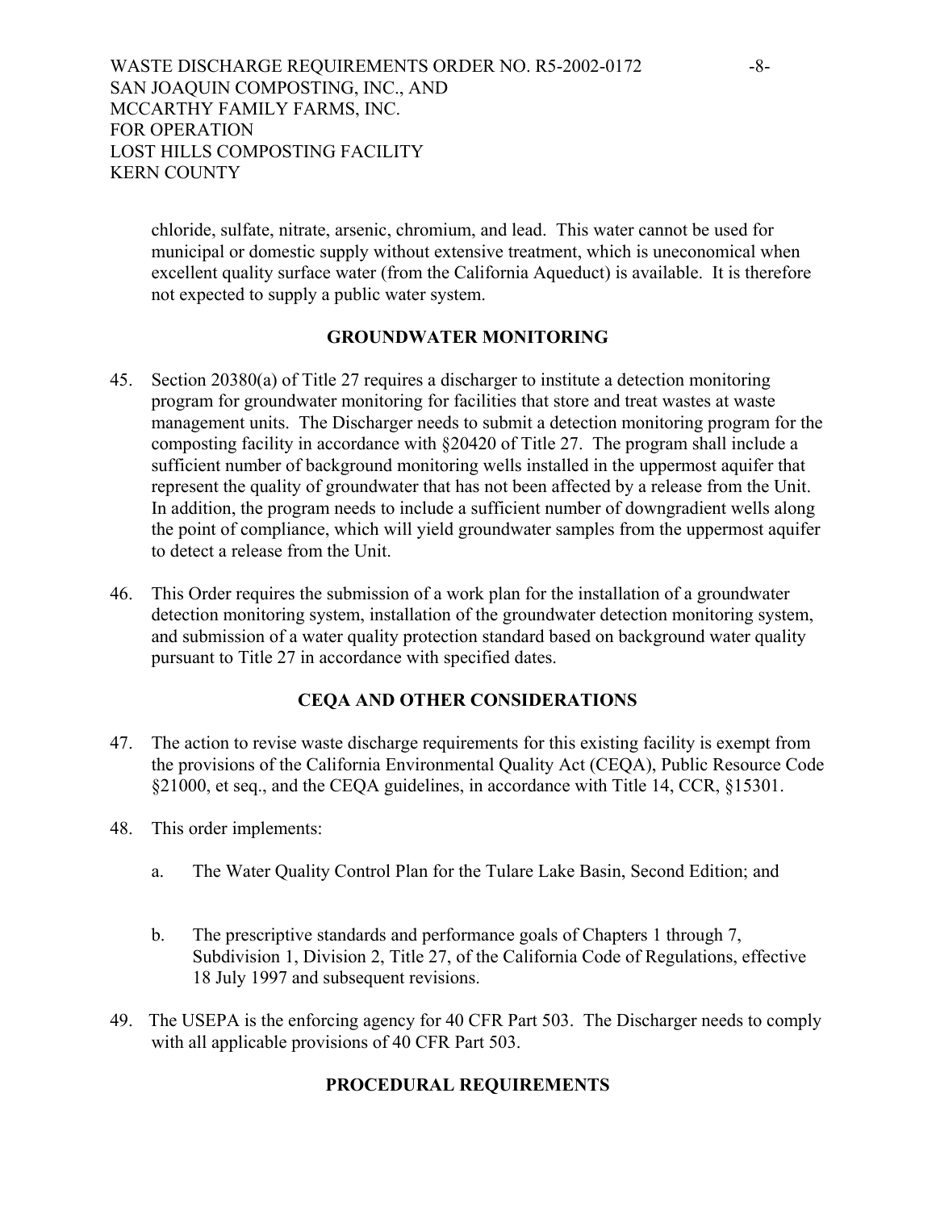chloride, sulfate, nitrate, arsenic, chromium, and lead. This water cannot be used for municipal or domestic supply without extensive treatment, which is uneconomical when excellent quality surface water (from the California Aqueduct) is available. It is therefore not expected to supply a public water system.

## GROUNDWATER MONITORING

45. Section 20380(a) of Title 27 requires a discharger to institute a detection monitoring program for groundwater monitoring for facilities that store and treat wastes at waste management units. The Discharger needs to submit a detection monitoring program for the composting facility in accordance with §20420 of Title 27. The program shall include a sufficient number of background monitoring wells installed in the uppermost aquifer that represent the quality of groundwater that has not been affected by a release from the Unit. In addition, the program needs to include a sufficient number of downgradient wells along the point of compliance, which will yield groundwater samples from the uppermost aquifer to detect a release from the Unit.

46. This Order requires the submission of a work plan for the installation of a groundwater detection monitoring system, installation of the groundwater detection monitoring system, and submission of a water quality protection standard based on background water quality pursuant to Title 27 in accordance with specified dates.

## CEQA AND OTHER CONSIDERATIONS

47. The action to revise waste discharge requirements for this existing facility is exempt from the provisions of the California Environmental Quality Act (CEQA), Public Resource Code §21000, et seq., and the CEQA guidelines, in accordance with Title 14, CCR, §15301.

48. This order implements:

    a. The Water Quality Control Plan for the Tulare Lake Basin, Second Edition; and

    b. The prescriptive standards and performance goals of Chapters 1 through 7, Subdivision 1, Division 2, Title 27, of the California Code of Regulations, effective 18 July 1997 and subsequent revisions.

49. The USEPA is the enforcing agency for 40 CFR Part 503. The Discharger needs to comply with all applicable provisions of 40 CFR Part 503.

## PROCEDURAL REQUIREMENTS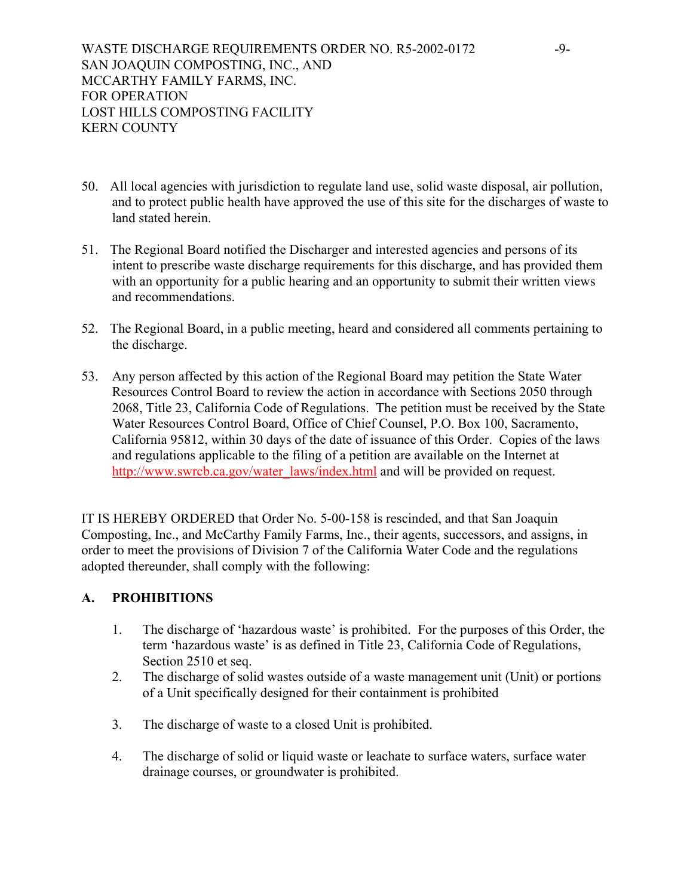50. All local agencies with jurisdiction to regulate land use, solid waste disposal, air pollution, and to protect public health have approved the use of this site for the discharges of waste to land stated herein.

51. The Regional Board notified the Discharger and interested agencies and persons of its intent to prescribe waste discharge requirements for this discharge, and has provided them with an opportunity for a public hearing and an opportunity to submit their written views and recommendations.

52. The Regional Board, in a public meeting, heard and considered all comments pertaining to the discharge.

53. Any person affected by this action of the Regional Board may petition the State Water Resources Control Board to review the action in accordance with Sections 2050 through 2068, Title 23, California Code of Regulations. The petition must be received by the State Water Resources Control Board, Office of Chief Counsel, P.O. Box 100, Sacramento, California 95812, within 30 days of the date of issuance of this Order. Copies of the laws and regulations applicable to the filing of a petition are available on the Internet at http://www.swrcb.ca.gov/water_laws/index.html and will be provided on request.

IT IS HEREBY ORDERED that Order No. 5-00-158 is rescinded, and that San Joaquin Composting, Inc., and McCarthy Family Farms, Inc., their agents, successors, and assigns, in order to meet the provisions of Division 7 of the California Water Code and the regulations adopted thereunder, shall comply with the following:

## A. PROHIBITIONS

1. The discharge of 'hazardous waste' is prohibited. For the purposes of this Order, the term 'hazardous waste' is as defined in Title 23, California Code of Regulations, Section 2510 et seq.
2. The discharge of solid wastes outside of a waste management unit (Unit) or portions of a Unit specifically designed for their containment is prohibited
3. The discharge of waste to a closed Unit is prohibited.
4. The discharge of solid or liquid waste or leachate to surface waters, surface water drainage courses, or groundwater is prohibited.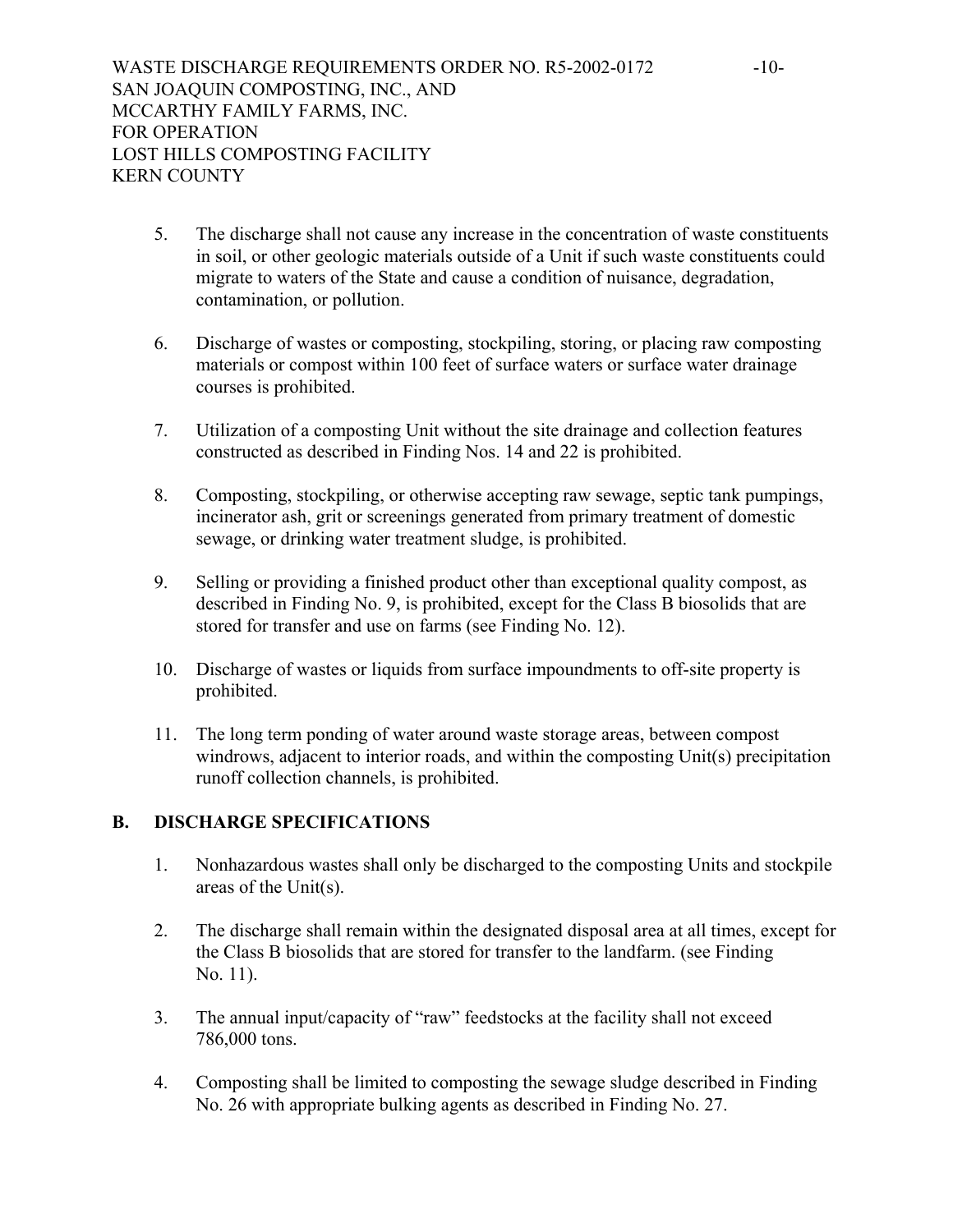5. The discharge shall not cause any increase in the concentration of waste constituents in soil, or other geologic materials outside of a Unit if such waste constituents could migrate to waters of the State and cause a condition of nuisance, degradation, contamination, or pollution.

6. Discharge of wastes or composting, stockpiling, storing, or placing raw composting materials or compost within 100 feet of surface waters or surface water drainage courses is prohibited.

7. Utilization of a composting Unit without the site drainage and collection features constructed as described in Finding Nos. 14 and 22 is prohibited.

8. Composting, stockpiling, or otherwise accepting raw sewage, septic tank pumpings, incinerator ash, grit or screenings generated from primary treatment of domestic sewage, or drinking water treatment sludge, is prohibited.

9. Selling or providing a finished product other than exceptional quality compost, as described in Finding No. 9, is prohibited, except for the Class B biosolids that are stored for transfer and use on farms (see Finding No. 12).

10. Discharge of wastes or liquids from surface impoundments to off-site property is prohibited.

11. The long term ponding of water around waste storage areas, between compost windrows, adjacent to interior roads, and within the composting Unit(s) precipitation runoff collection channels, is prohibited.

## B. DISCHARGE SPECIFICATIONS

1. Nonhazardous wastes shall only be discharged to the composting Units and stockpile areas of the Unit(s).

2. The discharge shall remain within the designated disposal area at all times, except for the Class B biosolids that are stored for transfer to the landfarm. (see Finding No. 11).

3. The annual input/capacity of "raw" feedstocks at the facility shall not exceed 786,000 tons.

4. Composting shall be limited to composting the sewage sludge described in Finding No. 26 with appropriate bulking agents as described in Finding No. 27.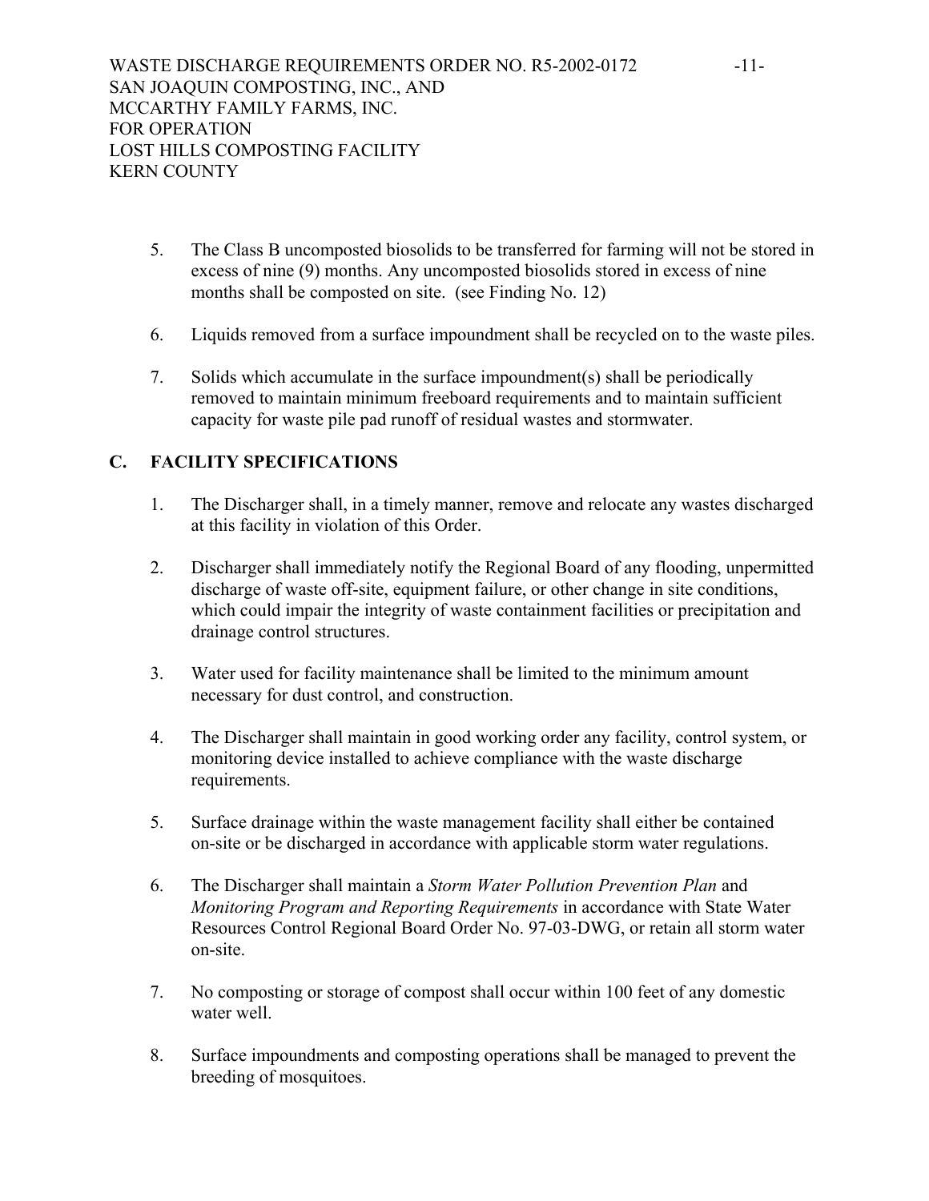5. The Class B uncomposted biosolids to be transferred for farming will not be stored in excess of nine (9) months. Any uncomposted biosolids stored in excess of nine months shall be composted on site. (see Finding No. 12)

6. Liquids removed from a surface impoundment shall be recycled on to the waste piles.

7. Solids which accumulate in the surface impoundment(s) shall be periodically removed to maintain minimum freeboard requirements and to maintain sufficient capacity for waste pile pad runoff of residual wastes and stormwater.

## C. FACILITY SPECIFICATIONS

1. The Discharger shall, in a timely manner, remove and relocate any wastes discharged at this facility in violation of this Order.

2. Discharger shall immediately notify the Regional Board of any flooding, unpermitted discharge of waste off-site, equipment failure, or other change in site conditions, which could impair the integrity of waste containment facilities or precipitation and drainage control structures.

3. Water used for facility maintenance shall be limited to the minimum amount necessary for dust control, and construction.

4. The Discharger shall maintain in good working order any facility, control system, or monitoring device installed to achieve compliance with the waste discharge requirements.

5. Surface drainage within the waste management facility shall either be contained on-site or be discharged in accordance with applicable storm water regulations.

6. The Discharger shall maintain a *Storm Water Pollution Prevention Plan* and *Monitoring Program and Reporting Requirements* in accordance with State Water Resources Control Regional Board Order No. 97-03-DWG, or retain all storm water on-site.

7. No composting or storage of compost shall occur within 100 feet of any domestic water well.

8. Surface impoundments and composting operations shall be managed to prevent the breeding of mosquitoes.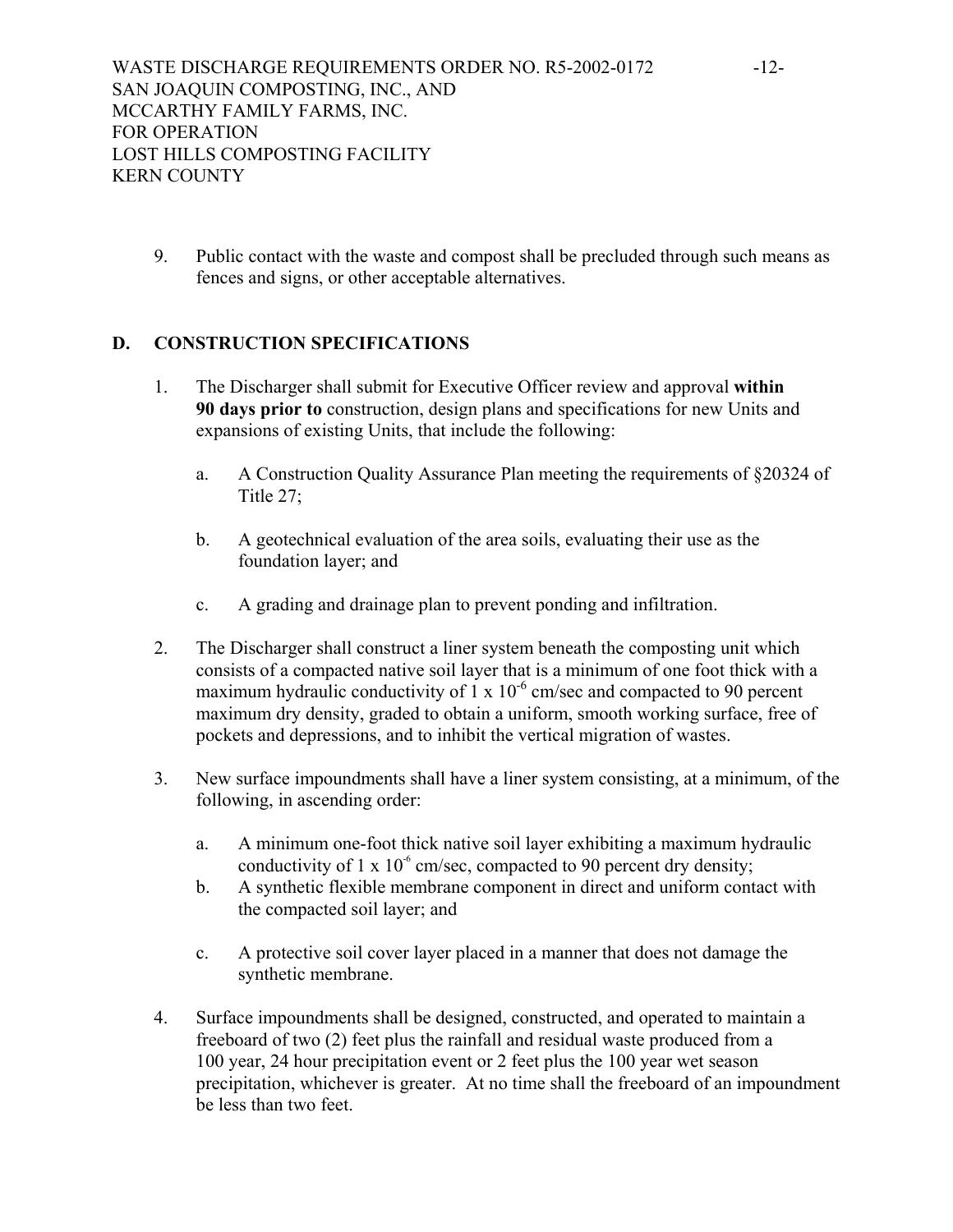9. Public contact with the waste and compost shall be precluded through such means as fences and signs, or other acceptable alternatives.

## D. CONSTRUCTION SPECIFICATIONS

1. The Discharger shall submit for Executive Officer review and approval **within 90 days prior to** construction, design plans and specifications for new Units and expansions of existing Units, that include the following:

   a. A Construction Quality Assurance Plan meeting the requirements of §20324 of Title 27;

   b. A geotechnical evaluation of the area soils, evaluating their use as the foundation layer; and

   c. A grading and drainage plan to prevent ponding and infiltration.

2. The Discharger shall construct a liner system beneath the composting unit which consists of a compacted native soil layer that is a minimum of one foot thick with a maximum hydraulic conductivity of $1 \times 10^{-6}$ cm/sec and compacted to 90 percent maximum dry density, graded to obtain a uniform, smooth working surface, free of pockets and depressions, and to inhibit the vertical migration of wastes.

3. New surface impoundments shall have a liner system consisting, at a minimum, of the following, in ascending order:

   a. A minimum one-foot thick native soil layer exhibiting a maximum hydraulic conductivity of $1 \times 10^{-6}$ cm/sec, compacted to 90 percent dry density;

   b. A synthetic flexible membrane component in direct and uniform contact with the compacted soil layer; and

   c. A protective soil cover layer placed in a manner that does not damage the synthetic membrane.

4. Surface impoundments shall be designed, constructed, and operated to maintain a freeboard of two (2) feet plus the rainfall and residual waste produced from a 100 year, 24 hour precipitation event or 2 feet plus the 100 year wet season precipitation, whichever is greater. At no time shall the freeboard of an impoundment be less than two feet.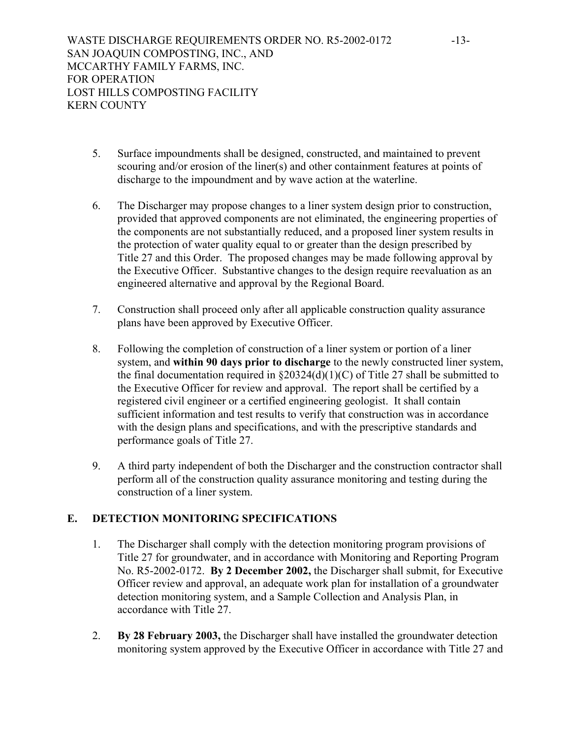5. Surface impoundments shall be designed, constructed, and maintained to prevent scouring and/or erosion of the liner(s) and other containment features at points of discharge to the impoundment and by wave action at the waterline.

6. The Discharger may propose changes to a liner system design prior to construction, provided that approved components are not eliminated, the engineering properties of the components are not substantially reduced, and a proposed liner system results in the protection of water quality equal to or greater than the design prescribed by Title 27 and this Order. The proposed changes may be made following approval by the Executive Officer. Substantive changes to the design require reevaluation as an engineered alternative and approval by the Regional Board.

7. Construction shall proceed only after all applicable construction quality assurance plans have been approved by Executive Officer.

8. Following the completion of construction of a liner system or portion of a liner system, and **within 90 days prior to discharge** to the newly constructed liner system, the final documentation required in §20324(d)(1)(C) of Title 27 shall be submitted to the Executive Officer for review and approval. The report shall be certified by a registered civil engineer or a certified engineering geologist. It shall contain sufficient information and test results to verify that construction was in accordance with the design plans and specifications, and with the prescriptive standards and performance goals of Title 27.

9. A third party independent of both the Discharger and the construction contractor shall perform all of the construction quality assurance monitoring and testing during the construction of a liner system.

## E. DETECTION MONITORING SPECIFICATIONS

1. The Discharger shall comply with the detection monitoring program provisions of Title 27 for groundwater, and in accordance with Monitoring and Reporting Program No. R5-2002-0172. **By 2 December 2002,** the Discharger shall submit, for Executive Officer review and approval, an adequate work plan for installation of a groundwater detection monitoring system, and a Sample Collection and Analysis Plan, in accordance with Title 27.

2. **By 28 February 2003,** the Discharger shall have installed the groundwater detection monitoring system approved by the Executive Officer in accordance with Title 27 and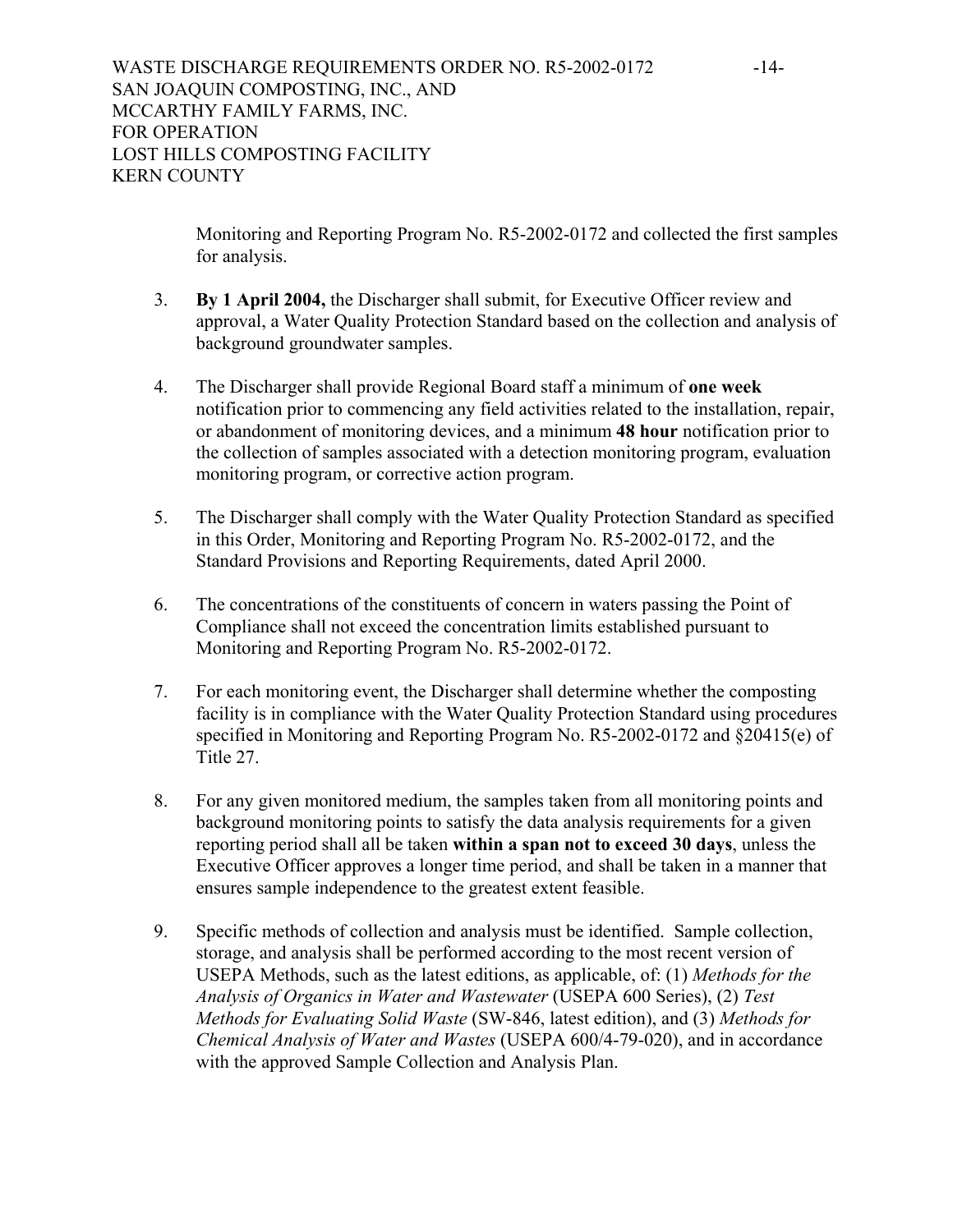Monitoring and Reporting Program No. R5-2002-0172 and collected the first samples for analysis.

3. **By 1 April 2004,** the Discharger shall submit, for Executive Officer review and approval, a Water Quality Protection Standard based on the collection and analysis of background groundwater samples.

4. The Discharger shall provide Regional Board staff a minimum of **one week** notification prior to commencing any field activities related to the installation, repair, or abandonment of monitoring devices, and a minimum **48 hour** notification prior to the collection of samples associated with a detection monitoring program, evaluation monitoring program, or corrective action program.

5. The Discharger shall comply with the Water Quality Protection Standard as specified in this Order, Monitoring and Reporting Program No. R5-2002-0172, and the Standard Provisions and Reporting Requirements, dated April 2000.

6. The concentrations of the constituents of concern in waters passing the Point of Compliance shall not exceed the concentration limits established pursuant to Monitoring and Reporting Program No. R5-2002-0172.

7. For each monitoring event, the Discharger shall determine whether the composting facility is in compliance with the Water Quality Protection Standard using procedures specified in Monitoring and Reporting Program No. R5-2002-0172 and §20415(e) of Title 27.

8. For any given monitored medium, the samples taken from all monitoring points and background monitoring points to satisfy the data analysis requirements for a given reporting period shall all be taken **within a span not to exceed 30 days**, unless the Executive Officer approves a longer time period, and shall be taken in a manner that ensures sample independence to the greatest extent feasible.

9. Specific methods of collection and analysis must be identified. Sample collection, storage, and analysis shall be performed according to the most recent version of USEPA Methods, such as the latest editions, as applicable, of: (1) *Methods for the Analysis of Organics in Water and Wastewater* (USEPA 600 Series), (2) *Test Methods for Evaluating Solid Waste* (SW-846, latest edition), and (3) *Methods for Chemical Analysis of Water and Wastes* (USEPA 600/4-79-020), and in accordance with the approved Sample Collection and Analysis Plan.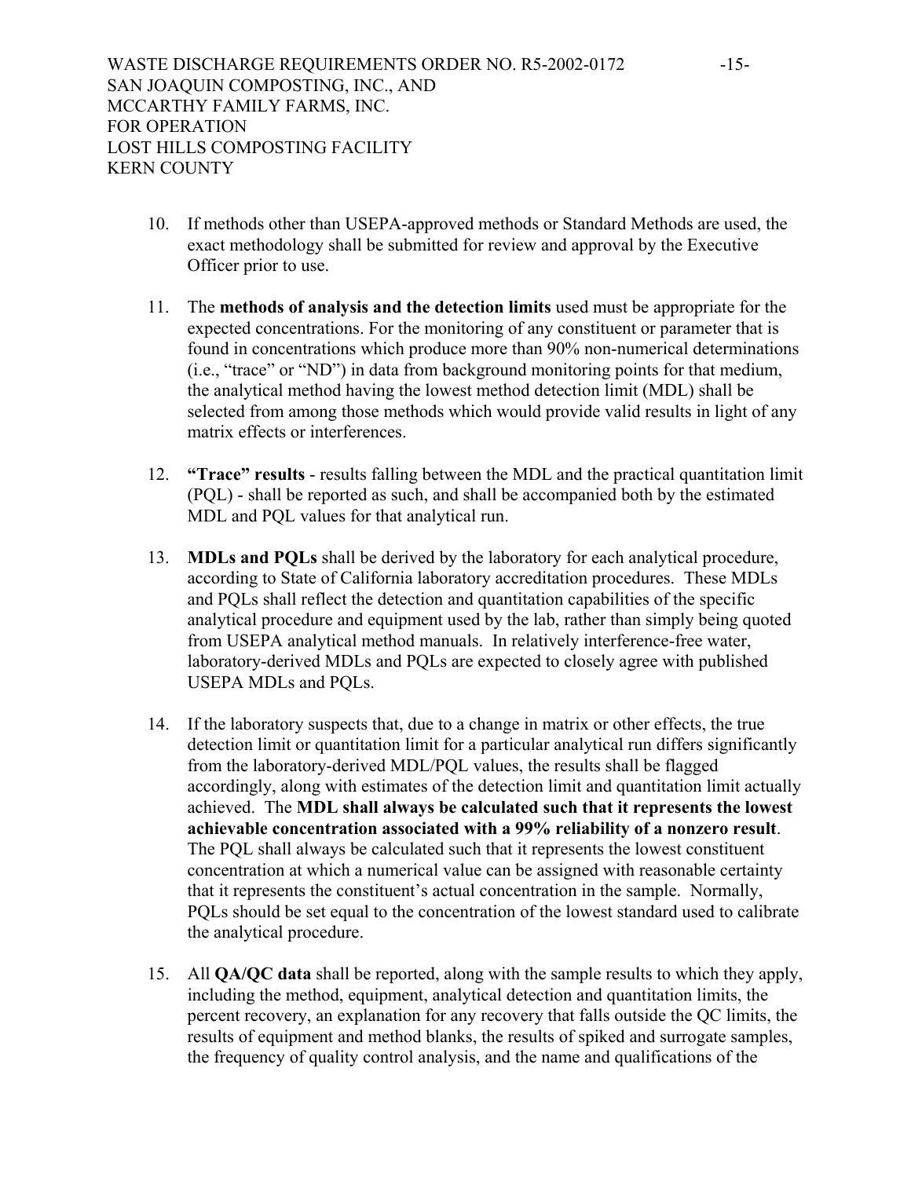10. If methods other than USEPA-approved methods or Standard Methods are used, the exact methodology shall be submitted for review and approval by the Executive Officer prior to use.

11. The **methods of analysis and the detection limits** used must be appropriate for the expected concentrations. For the monitoring of any constituent or parameter that is found in concentrations which produce more than 90% non-numerical determinations (i.e., "trace" or "ND") in data from background monitoring points for that medium, the analytical method having the lowest method detection limit (MDL) shall be selected from among those methods which would provide valid results in light of any matrix effects or interferences.

12. **"Trace" results** - results falling between the MDL and the practical quantitation limit (PQL) - shall be reported as such, and shall be accompanied both by the estimated MDL and PQL values for that analytical run.

13. **MDLs and PQLs** shall be derived by the laboratory for each analytical procedure, according to State of California laboratory accreditation procedures. These MDLs and PQLs shall reflect the detection and quantitation capabilities of the specific analytical procedure and equipment used by the lab, rather than simply being quoted from USEPA analytical method manuals. In relatively interference-free water, laboratory-derived MDLs and PQLs are expected to closely agree with published USEPA MDLs and PQLs.

14. If the laboratory suspects that, due to a change in matrix or other effects, the true detection limit or quantitation limit for a particular analytical run differs significantly from the laboratory-derived MDL/PQL values, the results shall be flagged accordingly, along with estimates of the detection limit and quantitation limit actually achieved. The **MDL shall always be calculated such that it represents the lowest achievable concentration associated with a 99% reliability of a nonzero result**. The PQL shall always be calculated such that it represents the lowest constituent concentration at which a numerical value can be assigned with reasonable certainty that it represents the constituent's actual concentration in the sample. Normally, PQLs should be set equal to the concentration of the lowest standard used to calibrate the analytical procedure.

15. All **QA/QC data** shall be reported, along with the sample results to which they apply, including the method, equipment, analytical detection and quantitation limits, the percent recovery, an explanation for any recovery that falls outside the QC limits, the results of equipment and method blanks, the results of spiked and surrogate samples, the frequency of quality control analysis, and the name and qualifications of the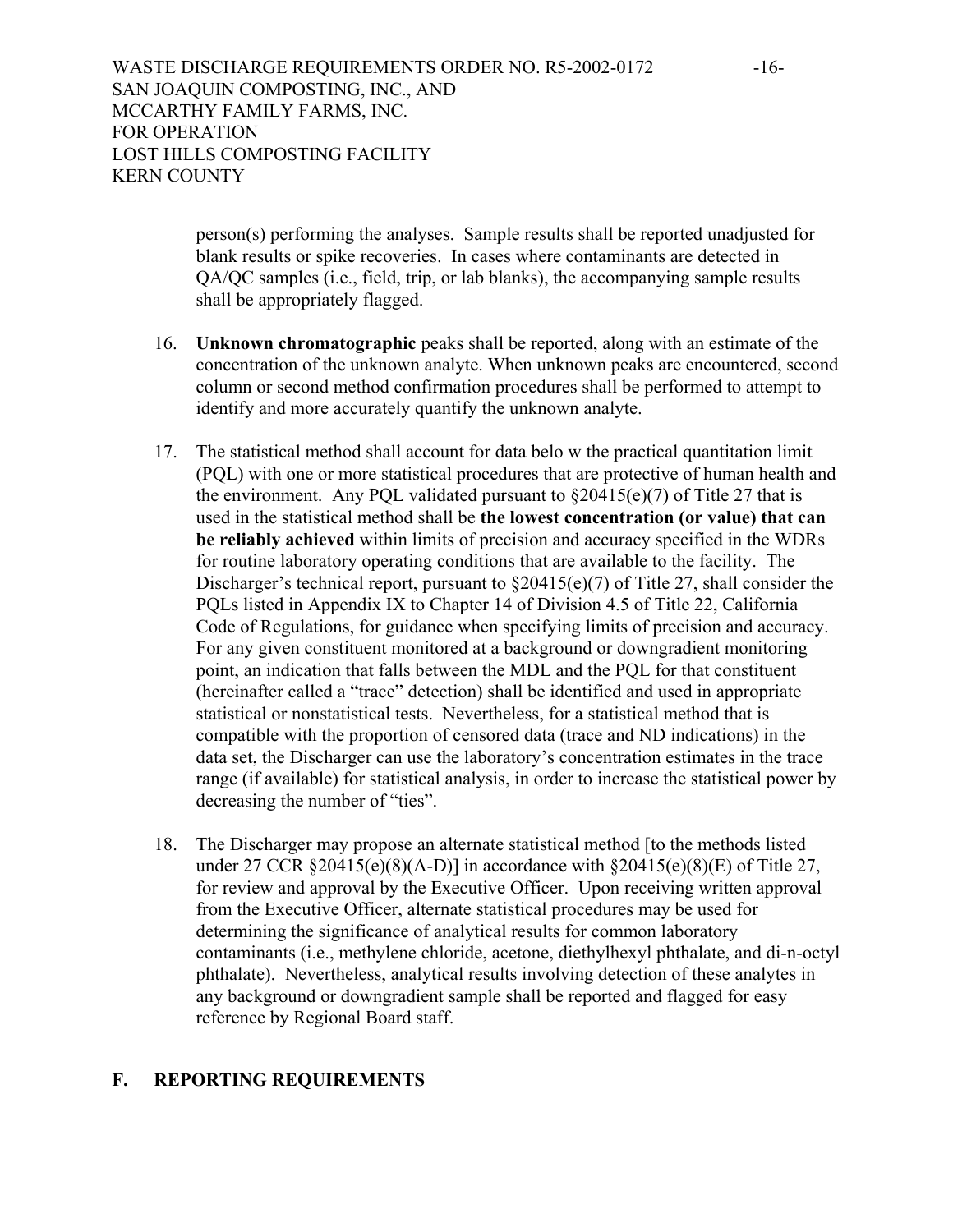person(s) performing the analyses. Sample results shall be reported unadjusted for blank results or spike recoveries. In cases where contaminants are detected in QA/QC samples (i.e., field, trip, or lab blanks), the accompanying sample results shall be appropriately flagged.

16. **Unknown chromatographic** peaks shall be reported, along with an estimate of the concentration of the unknown analyte. When unknown peaks are encountered, second column or second method confirmation procedures shall be performed to attempt to identify and more accurately quantify the unknown analyte.

17. The statistical method shall account for data belo w the practical quantitation limit (PQL) with one or more statistical procedures that are protective of human health and the environment. Any PQL validated pursuant to §20415(e)(7) of Title 27 that is used in the statistical method shall be **the lowest concentration (or value) that can be reliably achieved** within limits of precision and accuracy specified in the WDRs for routine laboratory operating conditions that are available to the facility. The Discharger's technical report, pursuant to §20415(e)(7) of Title 27, shall consider the PQLs listed in Appendix IX to Chapter 14 of Division 4.5 of Title 22, California Code of Regulations, for guidance when specifying limits of precision and accuracy. For any given constituent monitored at a background or downgradient monitoring point, an indication that falls between the MDL and the PQL for that constituent (hereinafter called a "trace" detection) shall be identified and used in appropriate statistical or nonstatistical tests. Nevertheless, for a statistical method that is compatible with the proportion of censored data (trace and ND indications) in the data set, the Discharger can use the laboratory's concentration estimates in the trace range (if available) for statistical analysis, in order to increase the statistical power by decreasing the number of "ties".

18. The Discharger may propose an alternate statistical method [to the methods listed under 27 CCR §20415(e)(8)(A-D)] in accordance with §20415(e)(8)(E) of Title 27, for review and approval by the Executive Officer. Upon receiving written approval from the Executive Officer, alternate statistical procedures may be used for determining the significance of analytical results for common laboratory contaminants (i.e., methylene chloride, acetone, diethylhexyl phthalate, and di-n-octyl phthalate). Nevertheless, analytical results involving detection of these analytes in any background or downgradient sample shall be reported and flagged for easy reference by Regional Board staff.

## F. REPORTING REQUIREMENTS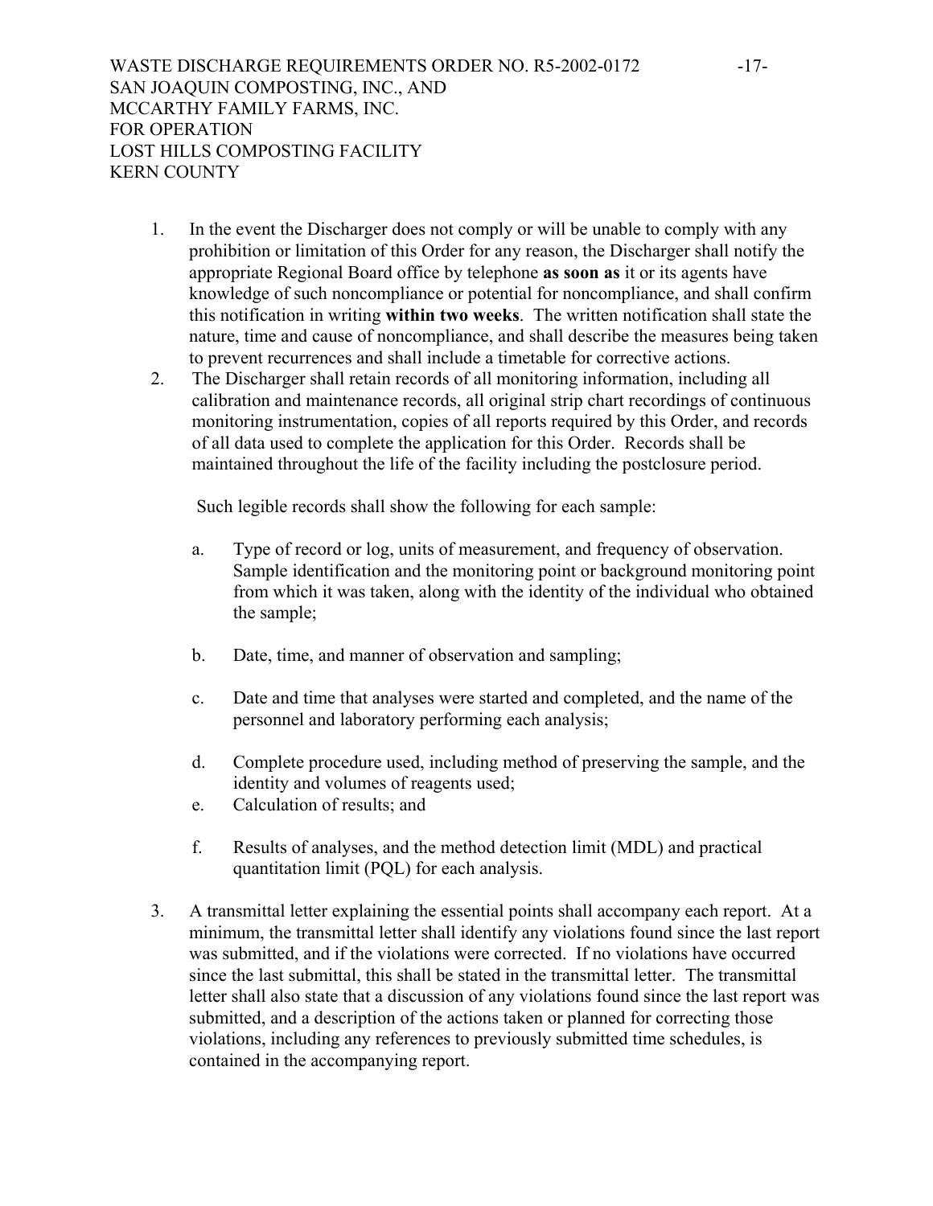1. In the event the Discharger does not comply or will be unable to comply with any prohibition or limitation of this Order for any reason, the Discharger shall notify the appropriate Regional Board office by telephone **as soon as** it or its agents have knowledge of such noncompliance or potential for noncompliance, and shall confirm this notification in writing **within two weeks**. The written notification shall state the nature, time and cause of noncompliance, and shall describe the measures being taken to prevent recurrences and shall include a timetable for corrective actions.
2. The Discharger shall retain records of all monitoring information, including all calibration and maintenance records, all original strip chart recordings of continuous monitoring instrumentation, copies of all reports required by this Order, and records of all data used to complete the application for this Order. Records shall be maintained throughout the life of the facility including the postclosure period.

   Such legible records shall show the following for each sample:

   a. Type of record or log, units of measurement, and frequency of observation. Sample identification and the monitoring point or background monitoring point from which it was taken, along with the identity of the individual who obtained the sample;

   b. Date, time, and manner of observation and sampling;

   c. Date and time that analyses were started and completed, and the name of the personnel and laboratory performing each analysis;

   d. Complete procedure used, including method of preserving the sample, and the identity and volumes of reagents used;

   e. Calculation of results; and

   f. Results of analyses, and the method detection limit (MDL) and practical quantitation limit (PQL) for each analysis.

3. A transmittal letter explaining the essential points shall accompany each report. At a minimum, the transmittal letter shall identify any violations found since the last report was submitted, and if the violations were corrected. If no violations have occurred since the last submittal, this shall be stated in the transmittal letter. The transmittal letter shall also state that a discussion of any violations found since the last report was submitted, and a description of the actions taken or planned for correcting those violations, including any references to previously submitted time schedules, is contained in the accompanying report.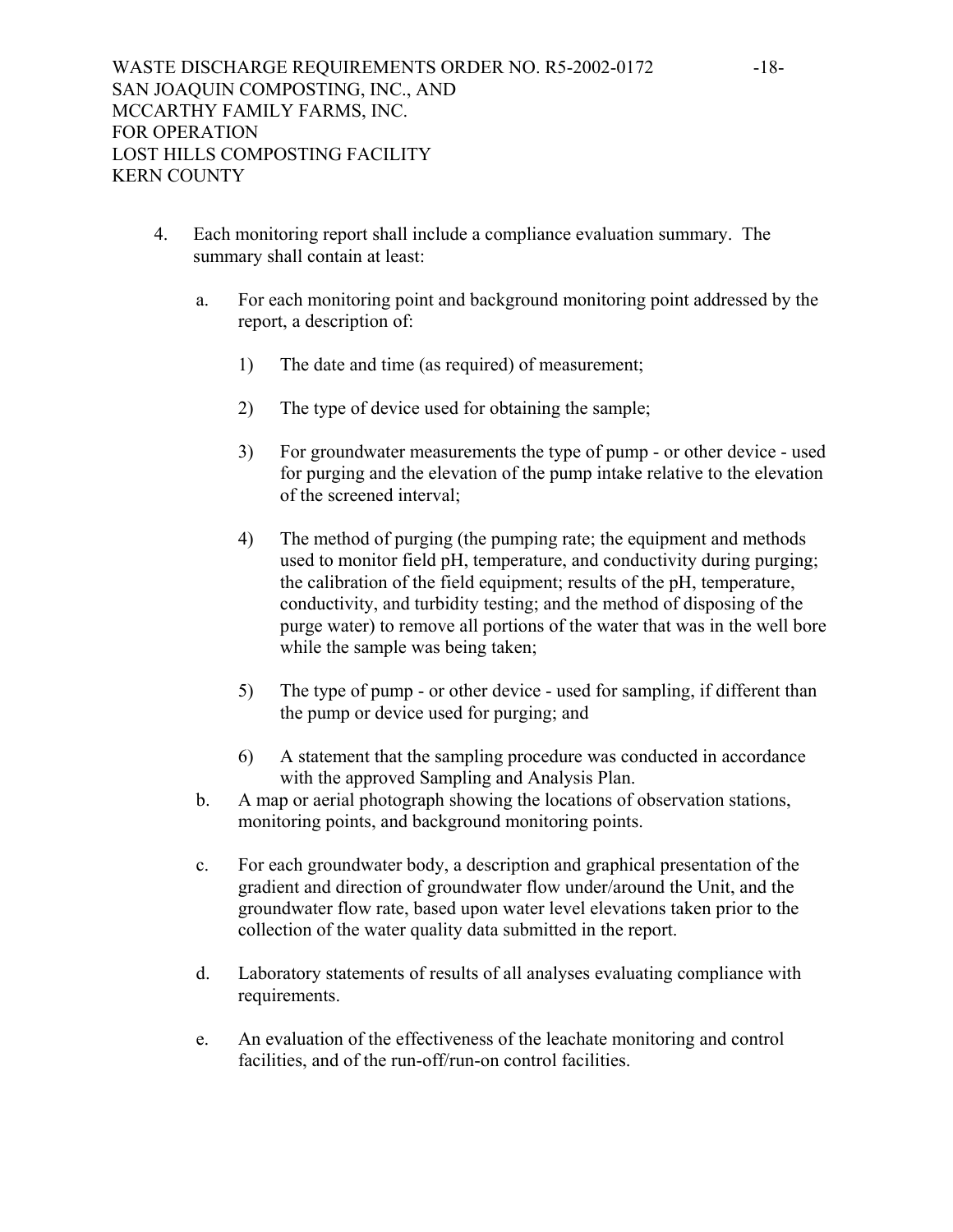4. Each monitoring report shall include a compliance evaluation summary. The summary shall contain at least:

   a. For each monitoring point and background monitoring point addressed by the report, a description of:

      1) The date and time (as required) of measurement;

      2) The type of device used for obtaining the sample;

      3) For groundwater measurements the type of pump - or other device - used for purging and the elevation of the pump intake relative to the elevation of the screened interval;

      4) The method of purging (the pumping rate; the equipment and methods used to monitor field pH, temperature, and conductivity during purging; the calibration of the field equipment; results of the pH, temperature, conductivity, and turbidity testing; and the method of disposing of the purge water) to remove all portions of the water that was in the well bore while the sample was being taken;

      5) The type of pump - or other device - used for sampling, if different than the pump or device used for purging; and

      6) A statement that the sampling procedure was conducted in accordance with the approved Sampling and Analysis Plan.

   b. A map or aerial photograph showing the locations of observation stations, monitoring points, and background monitoring points.

   c. For each groundwater body, a description and graphical presentation of the gradient and direction of groundwater flow under/around the Unit, and the groundwater flow rate, based upon water level elevations taken prior to the collection of the water quality data submitted in the report.

   d. Laboratory statements of results of all analyses evaluating compliance with requirements.

   e. An evaluation of the effectiveness of the leachate monitoring and control facilities, and of the run-off/run-on control facilities.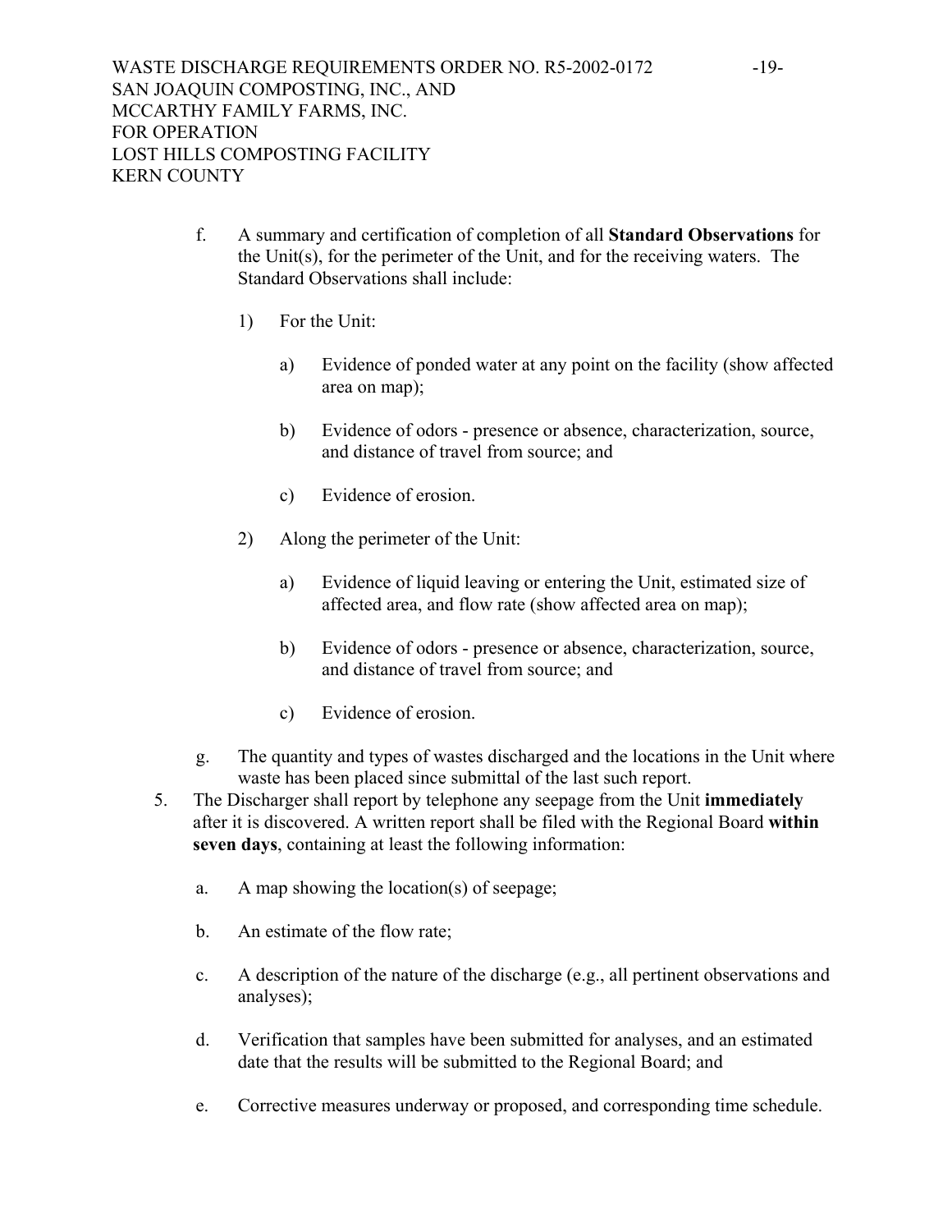f. A summary and certification of completion of all **Standard Observations** for the Unit(s), for the perimeter of the Unit, and for the receiving waters. The Standard Observations shall include:

   1) For the Unit:

      a) Evidence of ponded water at any point on the facility (show affected area on map);

      b) Evidence of odors - presence or absence, characterization, source, and distance of travel from source; and

      c) Evidence of erosion.

   2) Along the perimeter of the Unit:

      a) Evidence of liquid leaving or entering the Unit, estimated size of affected area, and flow rate (show affected area on map);

      b) Evidence of odors - presence or absence, characterization, source, and distance of travel from source; and

      c) Evidence of erosion.

g. The quantity and types of wastes discharged and the locations in the Unit where waste has been placed since submittal of the last such report.

5. The Discharger shall report by telephone any seepage from the Unit **immediately** after it is discovered. A written report shall be filed with the Regional Board **within seven days**, containing at least the following information:

   a. A map showing the location(s) of seepage;

   b. An estimate of the flow rate;

   c. A description of the nature of the discharge (e.g., all pertinent observations and analyses);

   d. Verification that samples have been submitted for analyses, and an estimated date that the results will be submitted to the Regional Board; and

   e. Corrective measures underway or proposed, and corresponding time schedule.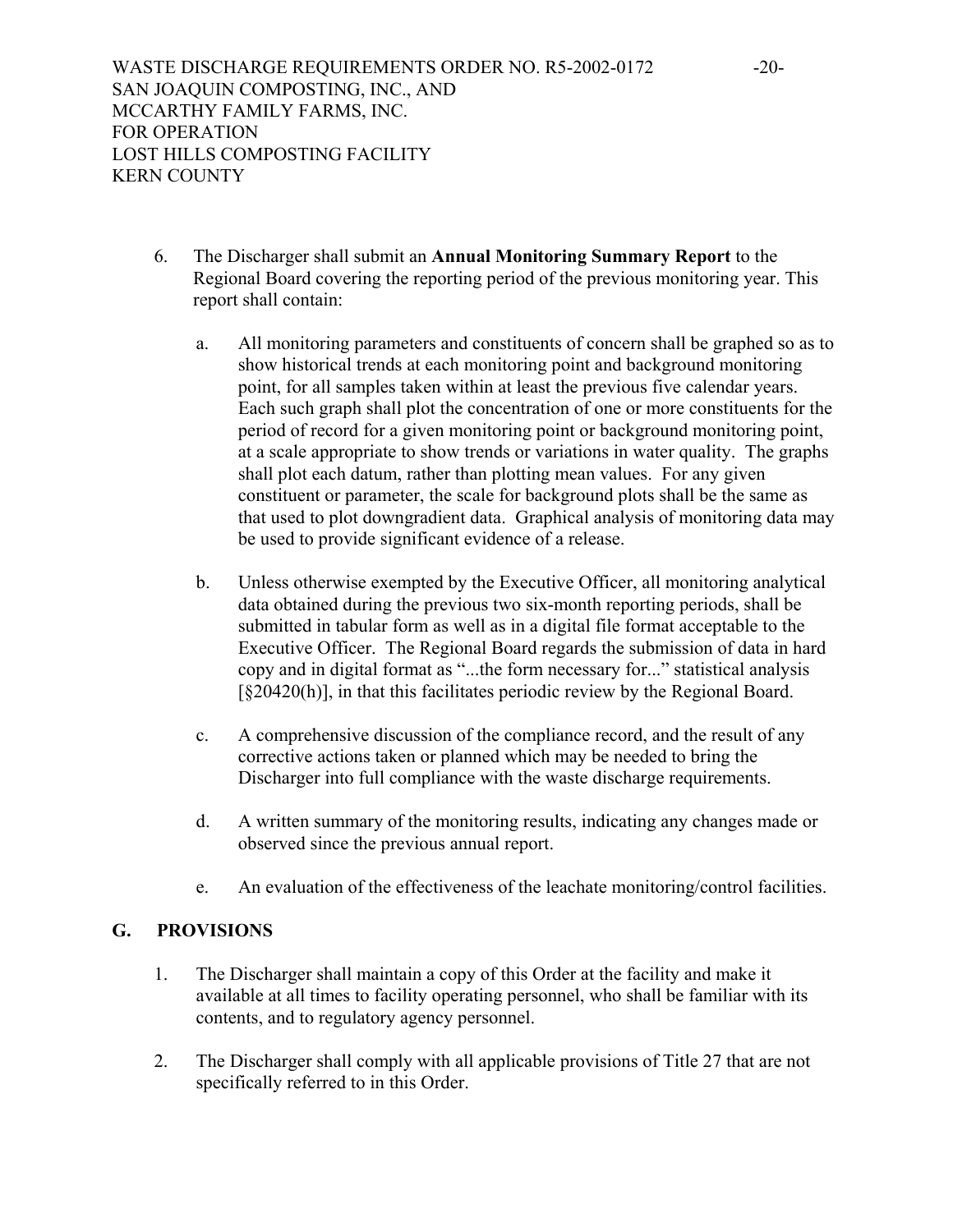6. The Discharger shall submit an **Annual Monitoring Summary Report** to the Regional Board covering the reporting period of the previous monitoring year. This report shall contain:

   a. All monitoring parameters and constituents of concern shall be graphed so as to show historical trends at each monitoring point and background monitoring point, for all samples taken within at least the previous five calendar years. Each such graph shall plot the concentration of one or more constituents for the period of record for a given monitoring point or background monitoring point, at a scale appropriate to show trends or variations in water quality. The graphs shall plot each datum, rather than plotting mean values. For any given constituent or parameter, the scale for background plots shall be the same as that used to plot downgradient data. Graphical analysis of monitoring data may be used to provide significant evidence of a release.

   b. Unless otherwise exempted by the Executive Officer, all monitoring analytical data obtained during the previous two six-month reporting periods, shall be submitted in tabular form as well as in a digital file format acceptable to the Executive Officer. The Regional Board regards the submission of data in hard copy and in digital format as "...the form necessary for..." statistical analysis [§20420(h)], in that this facilitates periodic review by the Regional Board.

   c. A comprehensive discussion of the compliance record, and the result of any corrective actions taken or planned which may be needed to bring the Discharger into full compliance with the waste discharge requirements.

   d. A written summary of the monitoring results, indicating any changes made or observed since the previous annual report.

   e. An evaluation of the effectiveness of the leachate monitoring/control facilities.

## G. PROVISIONS

1. The Discharger shall maintain a copy of this Order at the facility and make it available at all times to facility operating personnel, who shall be familiar with its contents, and to regulatory agency personnel.

2. The Discharger shall comply with all applicable provisions of Title 27 that are not specifically referred to in this Order.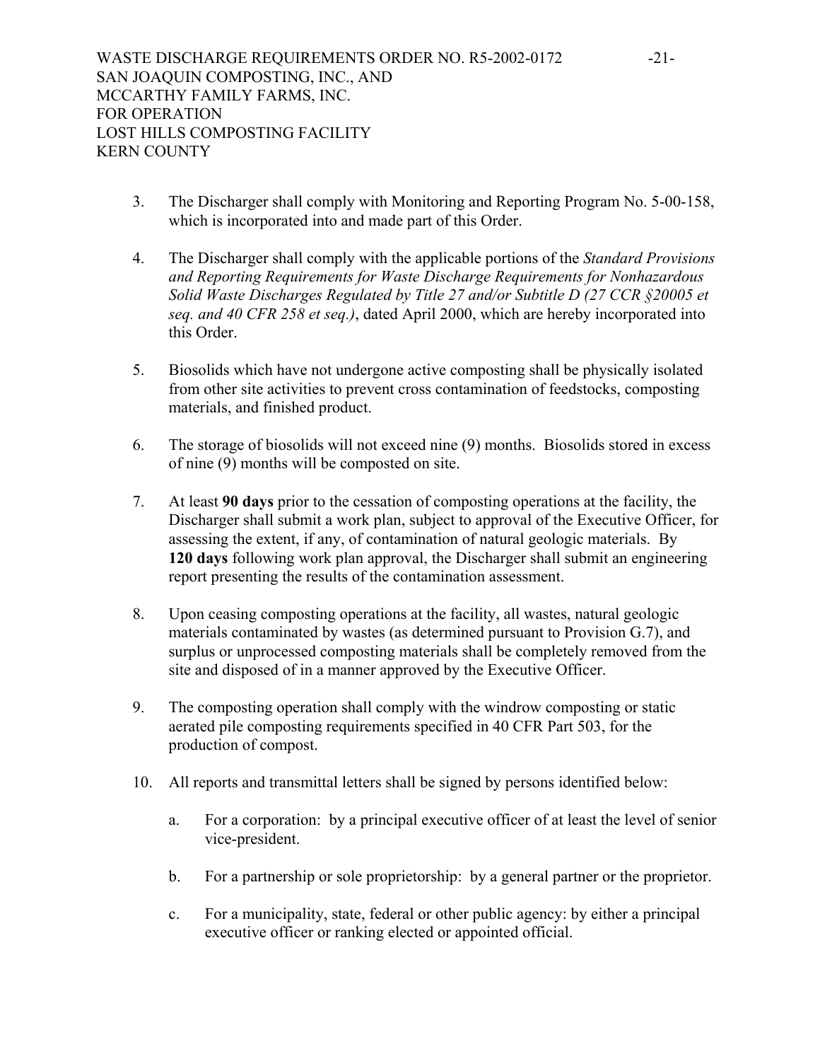3. The Discharger shall comply with Monitoring and Reporting Program No. 5-00-158, which is incorporated into and made part of this Order.

4. The Discharger shall comply with the applicable portions of the *Standard Provisions and Reporting Requirements for Waste Discharge Requirements for Nonhazardous Solid Waste Discharges Regulated by Title 27 and/or Subtitle D (27 CCR §20005 et seq. and 40 CFR 258 et seq.)*, dated April 2000, which are hereby incorporated into this Order.

5. Biosolids which have not undergone active composting shall be physically isolated from other site activities to prevent cross contamination of feedstocks, composting materials, and finished product.

6. The storage of biosolids will not exceed nine (9) months. Biosolids stored in excess of nine (9) months will be composted on site.

7. At least **90 days** prior to the cessation of composting operations at the facility, the Discharger shall submit a work plan, subject to approval of the Executive Officer, for assessing the extent, if any, of contamination of natural geologic materials. By **120 days** following work plan approval, the Discharger shall submit an engineering report presenting the results of the contamination assessment.

8. Upon ceasing composting operations at the facility, all wastes, natural geologic materials contaminated by wastes (as determined pursuant to Provision G.7), and surplus or unprocessed composting materials shall be completely removed from the site and disposed of in a manner approved by the Executive Officer.

9. The composting operation shall comply with the windrow composting or static aerated pile composting requirements specified in 40 CFR Part 503, for the production of compost.

10. All reports and transmittal letters shall be signed by persons identified below:

    a. For a corporation: by a principal executive officer of at least the level of senior vice-president.

    b. For a partnership or sole proprietorship: by a general partner or the proprietor.

    c. For a municipality, state, federal or other public agency: by either a principal executive officer or ranking elected or appointed official.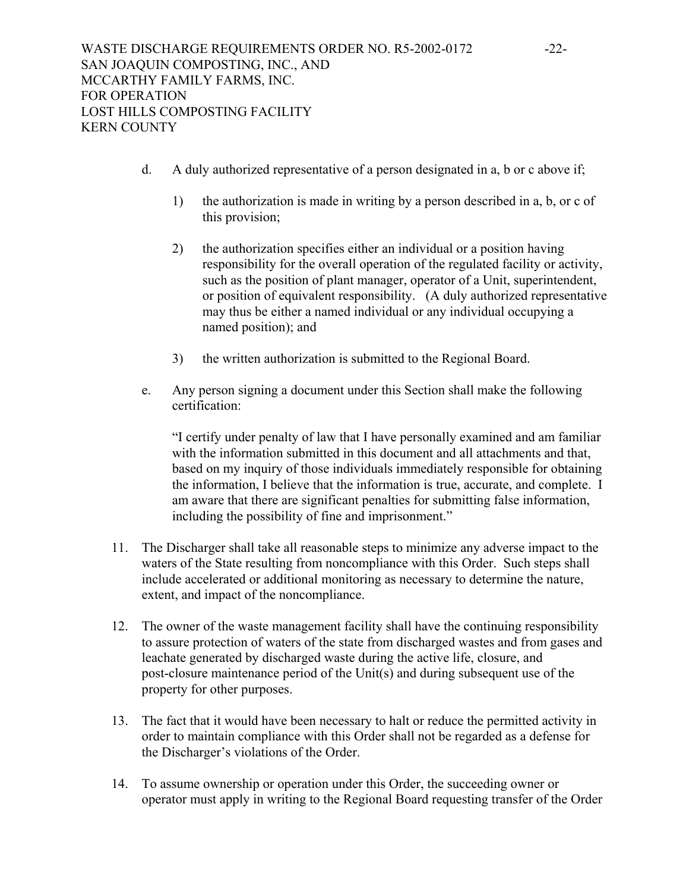d. A duly authorized representative of a person designated in a, b or c above if;

   1) the authorization is made in writing by a person described in a, b, or c of this provision;

   2) the authorization specifies either an individual or a position having responsibility for the overall operation of the regulated facility or activity, such as the position of plant manager, operator of a Unit, superintendent, or position of equivalent responsibility. (A duly authorized representative may thus be either a named individual or any individual occupying a named position); and

   3) the written authorization is submitted to the Regional Board.

e. Any person signing a document under this Section shall make the following certification:

   "I certify under penalty of law that I have personally examined and am familiar with the information submitted in this document and all attachments and that, based on my inquiry of those individuals immediately responsible for obtaining the information, I believe that the information is true, accurate, and complete. I am aware that there are significant penalties for submitting false information, including the possibility of fine and imprisonment."

11. The Discharger shall take all reasonable steps to minimize any adverse impact to the waters of the State resulting from noncompliance with this Order. Such steps shall include accelerated or additional monitoring as necessary to determine the nature, extent, and impact of the noncompliance.

12. The owner of the waste management facility shall have the continuing responsibility to assure protection of waters of the state from discharged wastes and from gases and leachate generated by discharged waste during the active life, closure, and post-closure maintenance period of the Unit(s) and during subsequent use of the property for other purposes.

13. The fact that it would have been necessary to halt or reduce the permitted activity in order to maintain compliance with this Order shall not be regarded as a defense for the Discharger's violations of the Order.

14. To assume ownership or operation under this Order, the succeeding owner or operator must apply in writing to the Regional Board requesting transfer of the Order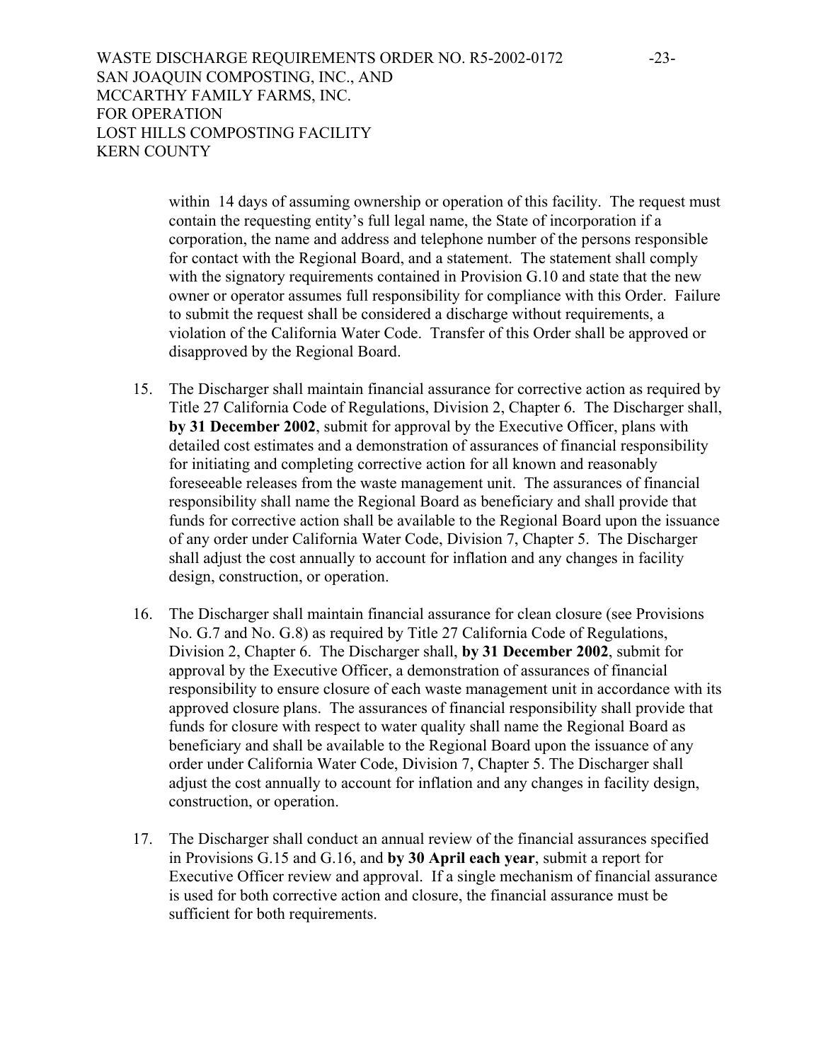within 14 days of assuming ownership or operation of this facility. The request must contain the requesting entity's full legal name, the State of incorporation if a corporation, the name and address and telephone number of the persons responsible for contact with the Regional Board, and a statement. The statement shall comply with the signatory requirements contained in Provision G.10 and state that the new owner or operator assumes full responsibility for compliance with this Order. Failure to submit the request shall be considered a discharge without requirements, a violation of the California Water Code. Transfer of this Order shall be approved or disapproved by the Regional Board.

15. The Discharger shall maintain financial assurance for corrective action as required by Title 27 California Code of Regulations, Division 2, Chapter 6. The Discharger shall, **by 31 December 2002**, submit for approval by the Executive Officer, plans with detailed cost estimates and a demonstration of assurances of financial responsibility for initiating and completing corrective action for all known and reasonably foreseeable releases from the waste management unit. The assurances of financial responsibility shall name the Regional Board as beneficiary and shall provide that funds for corrective action shall be available to the Regional Board upon the issuance of any order under California Water Code, Division 7, Chapter 5. The Discharger shall adjust the cost annually to account for inflation and any changes in facility design, construction, or operation.

16. The Discharger shall maintain financial assurance for clean closure (see Provisions No. G.7 and No. G.8) as required by Title 27 California Code of Regulations, Division 2, Chapter 6. The Discharger shall, **by 31 December 2002**, submit for approval by the Executive Officer, a demonstration of assurances of financial responsibility to ensure closure of each waste management unit in accordance with its approved closure plans. The assurances of financial responsibility shall provide that funds for closure with respect to water quality shall name the Regional Board as beneficiary and shall be available to the Regional Board upon the issuance of any order under California Water Code, Division 7, Chapter 5. The Discharger shall adjust the cost annually to account for inflation and any changes in facility design, construction, or operation.

17. The Discharger shall conduct an annual review of the financial assurances specified in Provisions G.15 and G.16, and **by 30 April each year**, submit a report for Executive Officer review and approval. If a single mechanism of financial assurance is used for both corrective action and closure, the financial assurance must be sufficient for both requirements.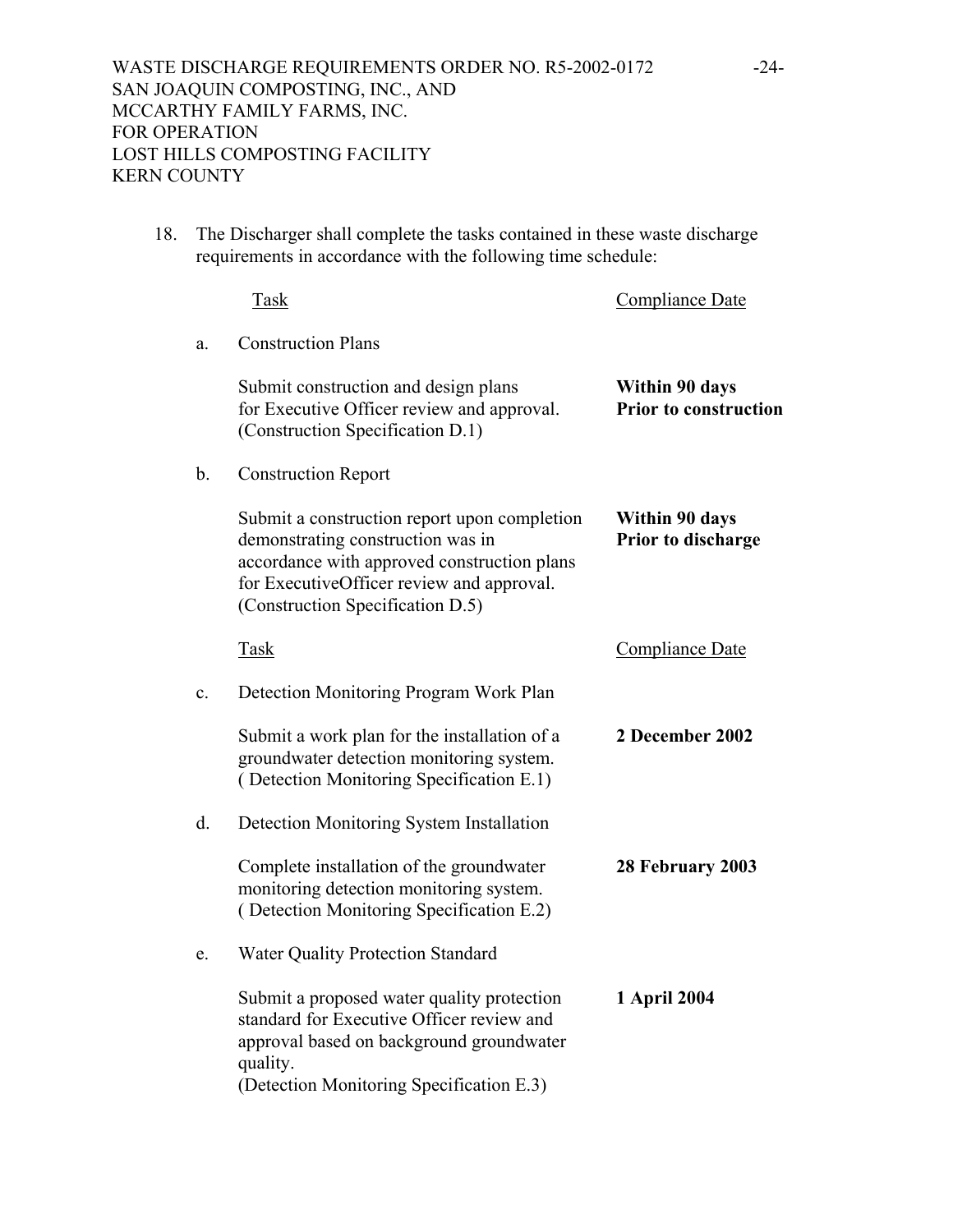18. The Discharger shall complete the tasks contained in these waste discharge requirements in accordance with the following time schedule:

| | Task | Compliance Date |
|---|---|---|
| a. | Construction Plans | |
| | Submit construction and design plans for Executive Officer review and approval. (Construction Specification D.1) | **Within 90 days Prior to construction** |
| b. | Construction Report | |
| | Submit a construction report upon completion demonstrating construction was in accordance with approved construction plans for ExecutiveOfficer review and approval. (Construction Specification D.5) | **Within 90 days Prior to discharge** |

| | Task | Compliance Date |
|---|---|---|
| c. | Detection Monitoring Program Work Plan | |
| | Submit a work plan for the installation of a groundwater detection monitoring system. ( Detection Monitoring Specification E.1) | **2 December 2002** |
| d. | Detection Monitoring System Installation | |
| | Complete installation of the groundwater monitoring detection monitoring system. ( Detection Monitoring Specification E.2) | **28 February 2003** |
| e. | Water Quality Protection Standard | |
| | Submit a proposed water quality protection standard for Executive Officer review and approval based on background groundwater quality. (Detection Monitoring Specification E.3) | **1 April 2004** |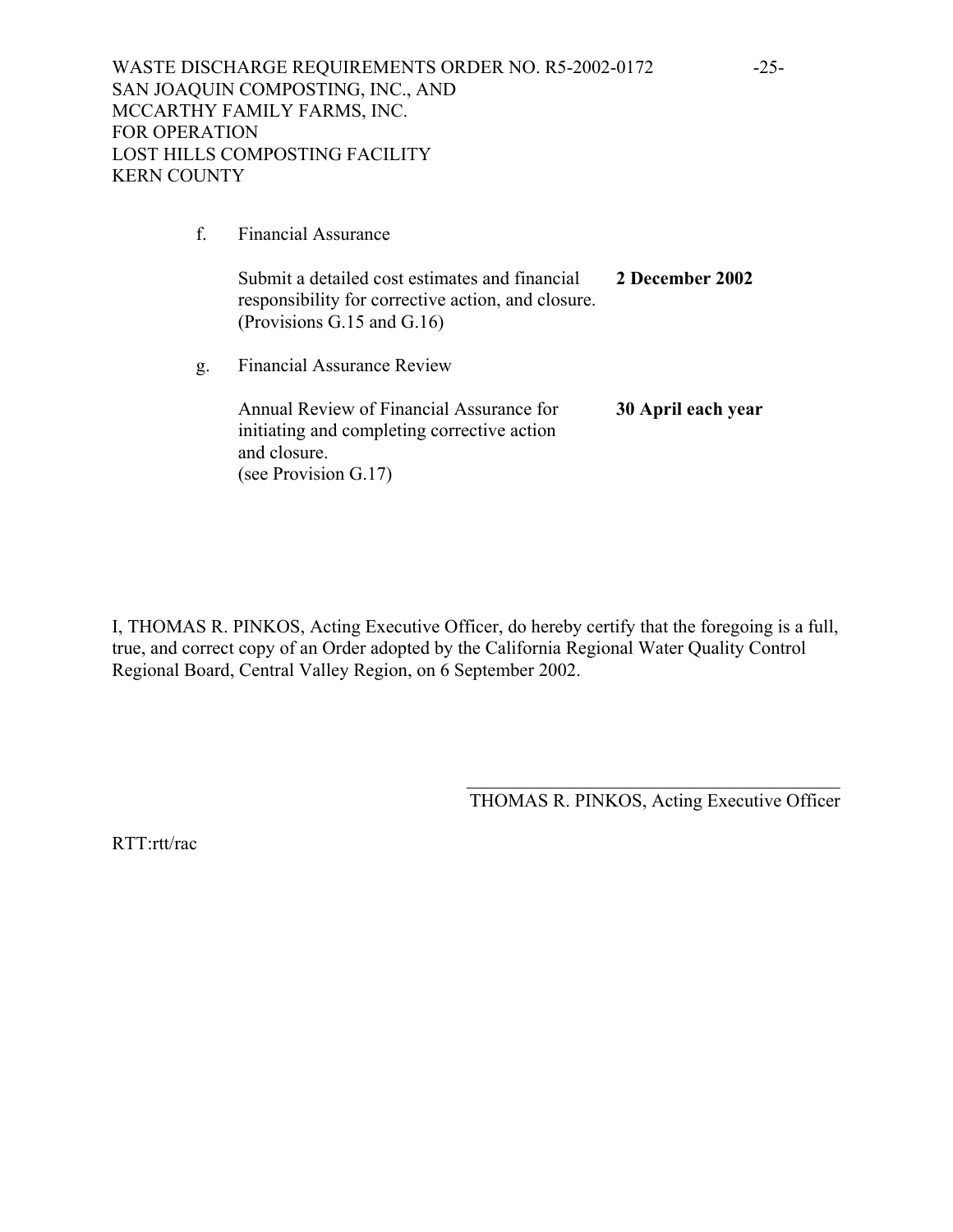f. Financial Assurance

| | |
|---|---|
| Submit a detailed cost estimates and financial responsibility for corrective action, and closure. (Provisions G.15 and G.16) | **2 December 2002** |

g. Financial Assurance Review

| | |
|---|---|
| Annual Review of Financial Assurance for initiating and completing corrective action and closure. (see Provision G.17) | **30 April each year** |

I, THOMAS R. PINKOS, Acting Executive Officer, do hereby certify that the foregoing is a full, true, and correct copy of an Order adopted by the California Regional Water Quality Control Regional Board, Central Valley Region, on 6 September 2002.

\_\_\_\_\_\_\_\_\_\_\_\_\_\_\_\_\_\_\_\_\_\_\_\_\_\_\_\_\_\_\_\_\_\_\_\_\_\_\_\_

THOMAS R. PINKOS, Acting Executive Officer

RTT:rtt/rac